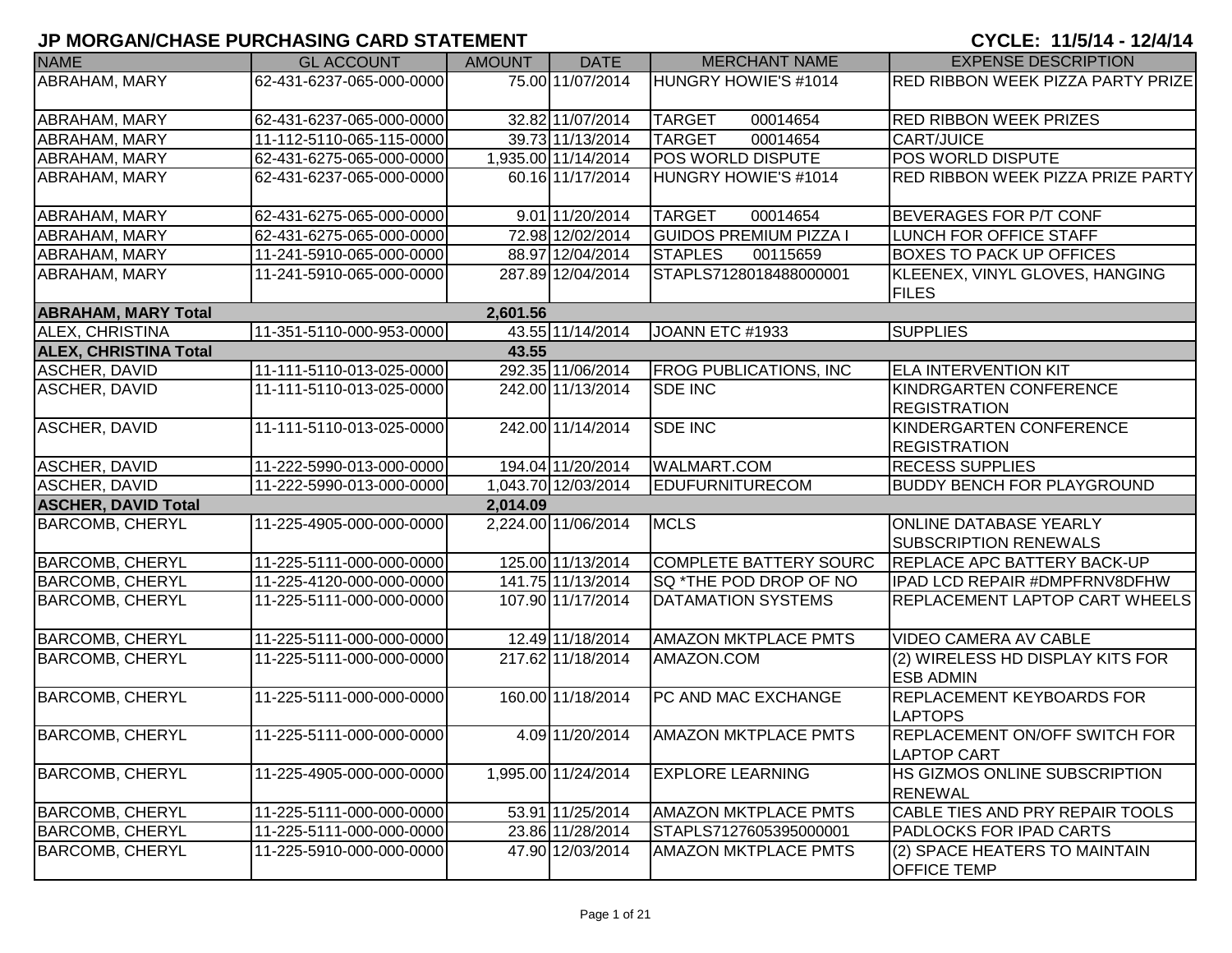# JP MORGAN/CHASE PURCHASING CARD STATEMENT

**CYCLE: 11/5/14 - 12/4/14**

| NAME | GL ACCOUNT | AMOUNT | DATE | MERCHANT NAME | EXPENSE DESCRIPTION |
|---|---|---|---|---|---|
| ABRAHAM, MARY | 62-431-6237-065-000-0000 | 75.00 | 11/07/2014 | HUNGRY HOWIE'S #1014 | RED RIBBON WEEK PIZZA PARTY PRIZE |
| ABRAHAM, MARY | 62-431-6237-065-000-0000 | 32.82 | 11/07/2014 | TARGET 00014654 | RED RIBBON WEEK PRIZES |
| ABRAHAM, MARY | 11-112-5110-065-115-0000 | 39.73 | 11/13/2014 | TARGET 00014654 | CART/JUICE |
| ABRAHAM, MARY | 62-431-6275-065-000-0000 | 1,935.00 | 11/14/2014 | POS WORLD DISPUTE | POS WORLD DISPUTE |
| ABRAHAM, MARY | 62-431-6237-065-000-0000 | 60.16 | 11/17/2014 | HUNGRY HOWIE'S #1014 | RED RIBBON WEEK PIZZA PRIZE PARTY |
| ABRAHAM, MARY | 62-431-6275-065-000-0000 | 9.01 | 11/20/2014 | TARGET 00014654 | BEVERAGES FOR P/T CONF |
| ABRAHAM, MARY | 62-431-6275-065-000-0000 | 72.98 | 12/02/2014 | GUIDOS PREMIUM PIZZA I | LUNCH FOR OFFICE STAFF |
| ABRAHAM, MARY | 11-241-5910-065-000-0000 | 88.97 | 12/04/2014 | STAPLES 00115659 | BOXES TO PACK UP OFFICES |
| ABRAHAM, MARY | 11-241-5910-065-000-0000 | 287.89 | 12/04/2014 | STAPLS7128018488000001 | KLEENEX, VINYL GLOVES, HANGING FILES |
| **ABRAHAM, MARY Total** | | **2,601.56** | | | |
| ALEX, CHRISTINA | 11-351-5110-000-953-0000 | 43.55 | 11/14/2014 | JOANN ETC #1933 | SUPPLIES |
| **ALEX, CHRISTINA Total** | | **43.55** | | | |
| ASCHER, DAVID | 11-111-5110-013-025-0000 | 292.35 | 11/06/2014 | FROG PUBLICATIONS, INC | ELA INTERVENTION KIT |
| ASCHER, DAVID | 11-111-5110-013-025-0000 | 242.00 | 11/13/2014 | SDE INC | KINDRGARTEN CONFERENCE REGISTRATION |
| ASCHER, DAVID | 11-111-5110-013-025-0000 | 242.00 | 11/14/2014 | SDE INC | KINDERGARTEN CONFERENCE REGISTRATION |
| ASCHER, DAVID | 11-222-5990-013-000-0000 | 194.04 | 11/20/2014 | WALMART.COM | RECESS SUPPLIES |
| ASCHER, DAVID | 11-222-5990-013-000-0000 | 1,043.70 | 12/03/2014 | EDUFURNITURECOM | BUDDY BENCH FOR PLAYGROUND |
| **ASCHER, DAVID Total** | | **2,014.09** | | | |
| BARCOMB, CHERYL | 11-225-4905-000-000-0000 | 2,224.00 | 11/06/2014 | MCLS | ONLINE DATABASE YEARLY SUBSCRIPTION RENEWALS |
| BARCOMB, CHERYL | 11-225-5111-000-000-0000 | 125.00 | 11/13/2014 | COMPLETE BATTERY SOURC | REPLACE APC BATTERY BACK-UP |
| BARCOMB, CHERYL | 11-225-4120-000-000-0000 | 141.75 | 11/13/2014 | SQ *THE POD DROP OF NO | IPAD LCD REPAIR #DMPFRNV8DFHW |
| BARCOMB, CHERYL | 11-225-5111-000-000-0000 | 107.90 | 11/17/2014 | DATAMATION SYSTEMS | REPLACEMENT LAPTOP CART WHEELS |
| BARCOMB, CHERYL | 11-225-5111-000-000-0000 | 12.49 | 11/18/2014 | AMAZON MKTPLACE PMTS | VIDEO CAMERA AV CABLE |
| BARCOMB, CHERYL | 11-225-5111-000-000-0000 | 217.62 | 11/18/2014 | AMAZON.COM | (2) WIRELESS HD DISPLAY KITS FOR ESB ADMIN |
| BARCOMB, CHERYL | 11-225-5111-000-000-0000 | 160.00 | 11/18/2014 | PC AND MAC EXCHANGE | REPLACEMENT KEYBOARDS FOR LAPTOPS |
| BARCOMB, CHERYL | 11-225-5111-000-000-0000 | 4.09 | 11/20/2014 | AMAZON MKTPLACE PMTS | REPLACEMENT ON/OFF SWITCH FOR LAPTOP CART |
| BARCOMB, CHERYL | 11-225-4905-000-000-0000 | 1,995.00 | 11/24/2014 | EXPLORE LEARNING | HS GIZMOS ONLINE SUBSCRIPTION RENEWAL |
| BARCOMB, CHERYL | 11-225-5111-000-000-0000 | 53.91 | 11/25/2014 | AMAZON MKTPLACE PMTS | CABLE TIES AND PRY REPAIR TOOLS |
| BARCOMB, CHERYL | 11-225-5111-000-000-0000 | 23.86 | 11/28/2014 | STAPLS7127605395000001 | PADLOCKS FOR IPAD CARTS |
| BARCOMB, CHERYL | 11-225-5910-000-000-0000 | 47.90 | 12/03/2014 | AMAZON MKTPLACE PMTS | (2) SPACE HEATERS TO MAINTAIN OFFICE TEMP |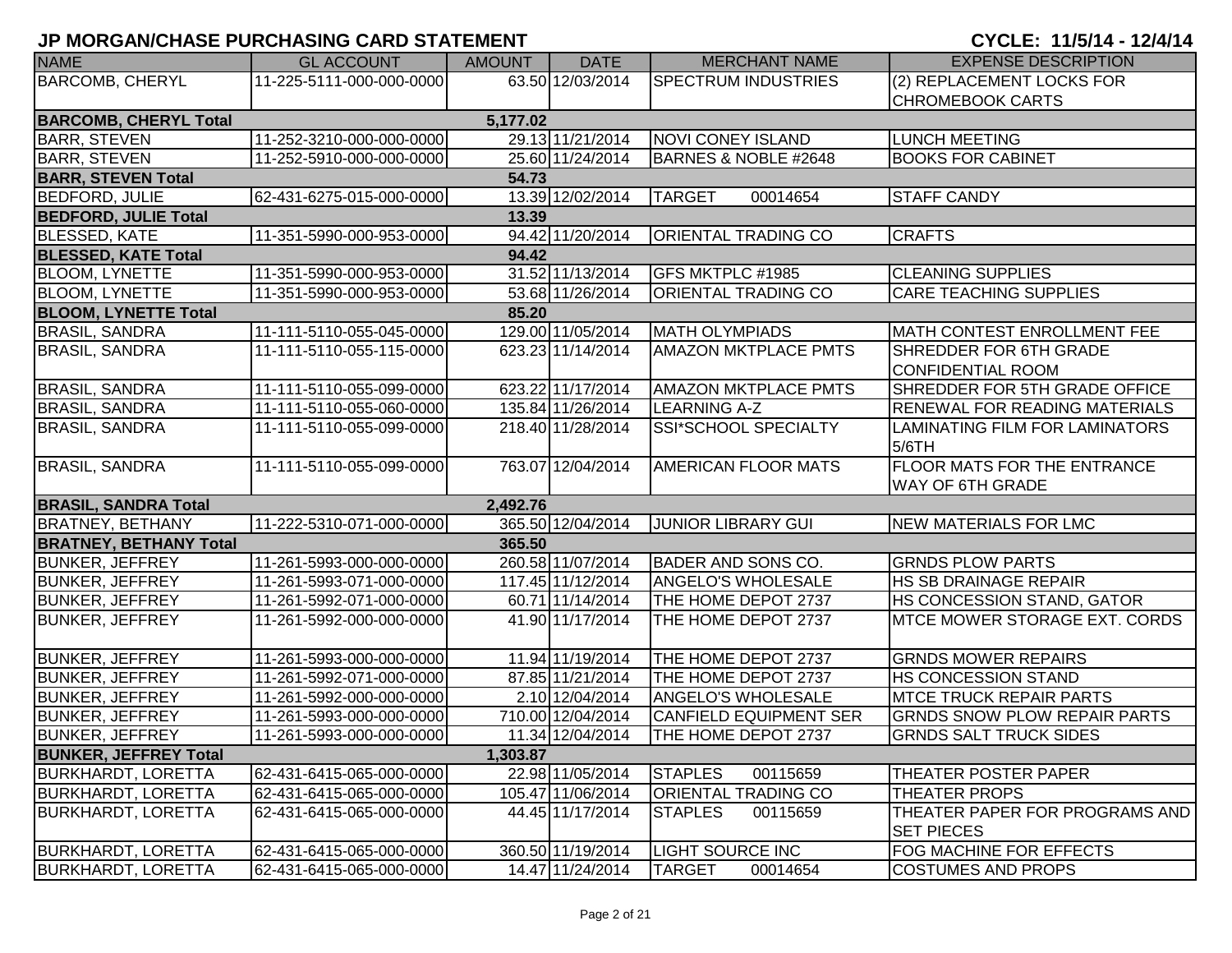# JP MORGAN/CHASE PURCHASING CARD STATEMENT

**CYCLE: 11/5/14 - 12/4/14**

| NAME | GL ACCOUNT | AMOUNT | DATE | MERCHANT NAME | EXPENSE DESCRIPTION |
|---|---|---|---|---|---|
| BARCOMB, CHERYL | 11-225-5111-000-000-0000 | 63.50 | 12/03/2014 | SPECTRUM INDUSTRIES | (2) REPLACEMENT LOCKS FOR CHROMEBOOK CARTS |
| **BARCOMB, CHERYL Total** | | **5,177.02** | | | |
| BARR, STEVEN | 11-252-3210-000-000-0000 | 29.13 | 11/21/2014 | NOVI CONEY ISLAND | LUNCH MEETING |
| BARR, STEVEN | 11-252-5910-000-000-0000 | 25.60 | 11/24/2014 | BARNES & NOBLE #2648 | BOOKS FOR CABINET |
| **BARR, STEVEN Total** | | **54.73** | | | |
| BEDFORD, JULIE | 62-431-6275-015-000-0000 | 13.39 | 12/02/2014 | TARGET 00014654 | STAFF CANDY |
| **BEDFORD, JULIE Total** | | **13.39** | | | |
| BLESSED, KATE | 11-351-5990-000-953-0000 | 94.42 | 11/20/2014 | ORIENTAL TRADING CO | CRAFTS |
| **BLESSED, KATE Total** | | **94.42** | | | |
| BLOOM, LYNETTE | 11-351-5990-000-953-0000 | 31.52 | 11/13/2014 | GFS MKTPLC #1985 | CLEANING SUPPLIES |
| BLOOM, LYNETTE | 11-351-5990-000-953-0000 | 53.68 | 11/26/2014 | ORIENTAL TRADING CO | CARE TEACHING SUPPLIES |
| **BLOOM, LYNETTE Total** | | **85.20** | | | |
| BRASIL, SANDRA | 11-111-5110-055-045-0000 | 129.00 | 11/05/2014 | MATH OLYMPIADS | MATH CONTEST ENROLLMENT FEE |
| BRASIL, SANDRA | 11-111-5110-055-115-0000 | 623.23 | 11/14/2014 | AMAZON MKTPLACE PMTS | SHREDDER FOR 6TH GRADE CONFIDENTIAL ROOM |
| BRASIL, SANDRA | 11-111-5110-055-099-0000 | 623.22 | 11/17/2014 | AMAZON MKTPLACE PMTS | SHREDDER FOR 5TH GRADE OFFICE |
| BRASIL, SANDRA | 11-111-5110-055-060-0000 | 135.84 | 11/26/2014 | LEARNING A-Z | RENEWAL FOR READING MATERIALS |
| BRASIL, SANDRA | 11-111-5110-055-099-0000 | 218.40 | 11/28/2014 | SSI*SCHOOL SPECIALTY | LAMINATING FILM FOR LAMINATORS 5/6TH |
| BRASIL, SANDRA | 11-111-5110-055-099-0000 | 763.07 | 12/04/2014 | AMERICAN FLOOR MATS | FLOOR MATS FOR THE ENTRANCE WAY OF 6TH GRADE |
| **BRASIL, SANDRA Total** | | **2,492.76** | | | |
| BRATNEY, BETHANY | 11-222-5310-071-000-0000 | 365.50 | 12/04/2014 | JUNIOR LIBRARY GUI | NEW MATERIALS FOR LMC |
| **BRATNEY, BETHANY Total** | | **365.50** | | | |
| BUNKER, JEFFREY | 11-261-5993-000-000-0000 | 260.58 | 11/07/2014 | BADER AND SONS CO. | GRNDS PLOW PARTS |
| BUNKER, JEFFREY | 11-261-5993-071-000-0000 | 117.45 | 11/12/2014 | ANGELO'S WHOLESALE | HS SB DRAINAGE REPAIR |
| BUNKER, JEFFREY | 11-261-5992-071-000-0000 | 60.71 | 11/14/2014 | THE HOME DEPOT 2737 | HS CONCESSION STAND, GATOR |
| BUNKER, JEFFREY | 11-261-5992-000-000-0000 | 41.90 | 11/17/2014 | THE HOME DEPOT 2737 | MTCE MOWER STORAGE EXT. CORDS |
| BUNKER, JEFFREY | 11-261-5993-000-000-0000 | 11.94 | 11/19/2014 | THE HOME DEPOT 2737 | GRNDS MOWER REPAIRS |
| BUNKER, JEFFREY | 11-261-5992-071-000-0000 | 87.85 | 11/21/2014 | THE HOME DEPOT 2737 | HS CONCESSION STAND |
| BUNKER, JEFFREY | 11-261-5992-000-000-0000 | 2.10 | 12/04/2014 | ANGELO'S WHOLESALE | MTCE TRUCK REPAIR PARTS |
| BUNKER, JEFFREY | 11-261-5993-000-000-0000 | 710.00 | 12/04/2014 | CANFIELD EQUIPMENT SER | GRNDS SNOW PLOW REPAIR PARTS |
| BUNKER, JEFFREY | 11-261-5993-000-000-0000 | 11.34 | 12/04/2014 | THE HOME DEPOT 2737 | GRNDS SALT TRUCK SIDES |
| **BUNKER, JEFFREY Total** | | **1,303.87** | | | |
| BURKHARDT, LORETTA | 62-431-6415-065-000-0000 | 22.98 | 11/05/2014 | STAPLES 00115659 | THEATER POSTER PAPER |
| BURKHARDT, LORETTA | 62-431-6415-065-000-0000 | 105.47 | 11/06/2014 | ORIENTAL TRADING CO | THEATER PROPS |
| BURKHARDT, LORETTA | 62-431-6415-065-000-0000 | 44.45 | 11/17/2014 | STAPLES 00115659 | THEATER PAPER FOR PROGRAMS AND SET PIECES |
| BURKHARDT, LORETTA | 62-431-6415-065-000-0000 | 360.50 | 11/19/2014 | LIGHT SOURCE INC | FOG MACHINE FOR EFFECTS |
| BURKHARDT, LORETTA | 62-431-6415-065-000-0000 | 14.47 | 11/24/2014 | TARGET 00014654 | COSTUMES AND PROPS |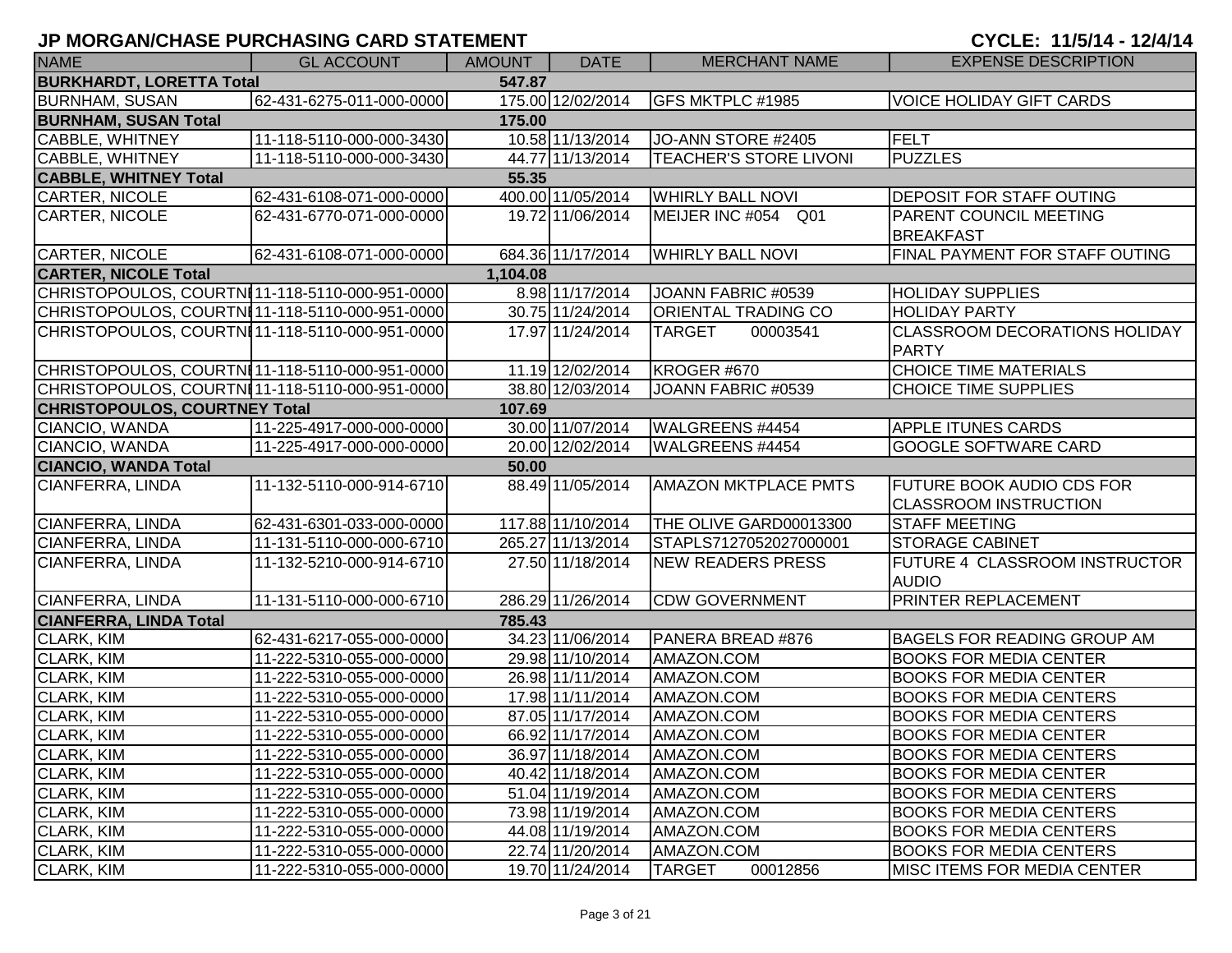## JP MORGAN/CHASE PURCHASING CARD STATEMENT

**CYCLE: 11/5/14 - 12/4/14**

| NAME | GL ACCOUNT | AMOUNT | DATE | MERCHANT NAME | EXPENSE DESCRIPTION |
|---|---|---|---|---|---|
| **BURKHARDT, LORETTA Total** | | **547.87** | | | |
| BURNHAM, SUSAN | 62-431-6275-011-000-0000 | 175.00 | 12/02/2014 | GFS MKTPLC #1985 | VOICE HOLIDAY GIFT CARDS |
| **BURNHAM, SUSAN Total** | | **175.00** | | | |
| CABBLE, WHITNEY | 11-118-5110-000-000-3430 | 10.58 | 11/13/2014 | JO-ANN STORE #2405 | FELT |
| CABBLE, WHITNEY | 11-118-5110-000-000-3430 | 44.77 | 11/13/2014 | TEACHER'S STORE LIVONI | PUZZLES |
| **CABBLE, WHITNEY Total** | | **55.35** | | | |
| CARTER, NICOLE | 62-431-6108-071-000-0000 | 400.00 | 11/05/2014 | WHIRLY BALL NOVI | DEPOSIT FOR STAFF OUTING |
| CARTER, NICOLE | 62-431-6770-071-000-0000 | 19.72 | 11/06/2014 | MEIJER INC #054 Q01 | PARENT COUNCIL MEETING BREAKFAST |
| CARTER, NICOLE | 62-431-6108-071-000-0000 | 684.36 | 11/17/2014 | WHIRLY BALL NOVI | FINAL PAYMENT FOR STAFF OUTING |
| **CARTER, NICOLE Total** | | **1,104.08** | | | |
| CHRISTOPOULOS, COURTNI | 11-118-5110-000-951-0000 | 8.98 | 11/17/2014 | JOANN FABRIC #0539 | HOLIDAY SUPPLIES |
| CHRISTOPOULOS, COURTNI | 11-118-5110-000-951-0000 | 30.75 | 11/24/2014 | ORIENTAL TRADING CO | HOLIDAY PARTY |
| CHRISTOPOULOS, COURTNI | 11-118-5110-000-951-0000 | 17.97 | 11/24/2014 | TARGET 00003541 | CLASSROOM DECORATIONS HOLIDAY PARTY |
| CHRISTOPOULOS, COURTNI | 11-118-5110-000-951-0000 | 11.19 | 12/02/2014 | KROGER #670 | CHOICE TIME MATERIALS |
| CHRISTOPOULOS, COURTNI | 11-118-5110-000-951-0000 | 38.80 | 12/03/2014 | JOANN FABRIC #0539 | CHOICE TIME SUPPLIES |
| **CHRISTOPOULOS, COURTNEY Total** | | **107.69** | | | |
| CIANCIO, WANDA | 11-225-4917-000-000-0000 | 30.00 | 11/07/2014 | WALGREENS #4454 | APPLE ITUNES CARDS |
| CIANCIO, WANDA | 11-225-4917-000-000-0000 | 20.00 | 12/02/2014 | WALGREENS #4454 | GOOGLE SOFTWARE CARD |
| **CIANCIO, WANDA Total** | | **50.00** | | | |
| CIANFERRA, LINDA | 11-132-5110-000-914-6710 | 88.49 | 11/05/2014 | AMAZON MKTPLACE PMTS | FUTURE BOOK AUDIO CDS FOR CLASSROOM INSTRUCTION |
| CIANFERRA, LINDA | 62-431-6301-033-000-0000 | 117.88 | 11/10/2014 | THE OLIVE GARD00013300 | STAFF MEETING |
| CIANFERRA, LINDA | 11-131-5110-000-000-6710 | 265.27 | 11/13/2014 | STAPLS7127052027000001 | STORAGE CABINET |
| CIANFERRA, LINDA | 11-132-5210-000-914-6710 | 27.50 | 11/18/2014 | NEW READERS PRESS | FUTURE 4 CLASSROOM INSTRUCTOR AUDIO |
| CIANFERRA, LINDA | 11-131-5110-000-000-6710 | 286.29 | 11/26/2014 | CDW GOVERNMENT | PRINTER REPLACEMENT |
| **CIANFERRA, LINDA Total** | | **785.43** | | | |
| CLARK, KIM | 62-431-6217-055-000-0000 | 34.23 | 11/06/2014 | PANERA BREAD #876 | BAGELS FOR READING GROUP AM |
| CLARK, KIM | 11-222-5310-055-000-0000 | 29.98 | 11/10/2014 | AMAZON.COM | BOOKS FOR MEDIA CENTER |
| CLARK, KIM | 11-222-5310-055-000-0000 | 26.98 | 11/11/2014 | AMAZON.COM | BOOKS FOR MEDIA CENTER |
| CLARK, KIM | 11-222-5310-055-000-0000 | 17.98 | 11/11/2014 | AMAZON.COM | BOOKS FOR MEDIA CENTERS |
| CLARK, KIM | 11-222-5310-055-000-0000 | 87.05 | 11/17/2014 | AMAZON.COM | BOOKS FOR MEDIA CENTERS |
| CLARK, KIM | 11-222-5310-055-000-0000 | 66.92 | 11/17/2014 | AMAZON.COM | BOOKS FOR MEDIA CENTER |
| CLARK, KIM | 11-222-5310-055-000-0000 | 36.97 | 11/18/2014 | AMAZON.COM | BOOKS FOR MEDIA CENTERS |
| CLARK, KIM | 11-222-5310-055-000-0000 | 40.42 | 11/18/2014 | AMAZON.COM | BOOKS FOR MEDIA CENTER |
| CLARK, KIM | 11-222-5310-055-000-0000 | 51.04 | 11/19/2014 | AMAZON.COM | BOOKS FOR MEDIA CENTERS |
| CLARK, KIM | 11-222-5310-055-000-0000 | 73.98 | 11/19/2014 | AMAZON.COM | BOOKS FOR MEDIA CENTERS |
| CLARK, KIM | 11-222-5310-055-000-0000 | 44.08 | 11/19/2014 | AMAZON.COM | BOOKS FOR MEDIA CENTERS |
| CLARK, KIM | 11-222-5310-055-000-0000 | 22.74 | 11/20/2014 | AMAZON.COM | BOOKS FOR MEDIA CENTERS |
| CLARK, KIM | 11-222-5310-055-000-0000 | 19.70 | 11/24/2014 | TARGET 00012856 | MISC ITEMS FOR MEDIA CENTER |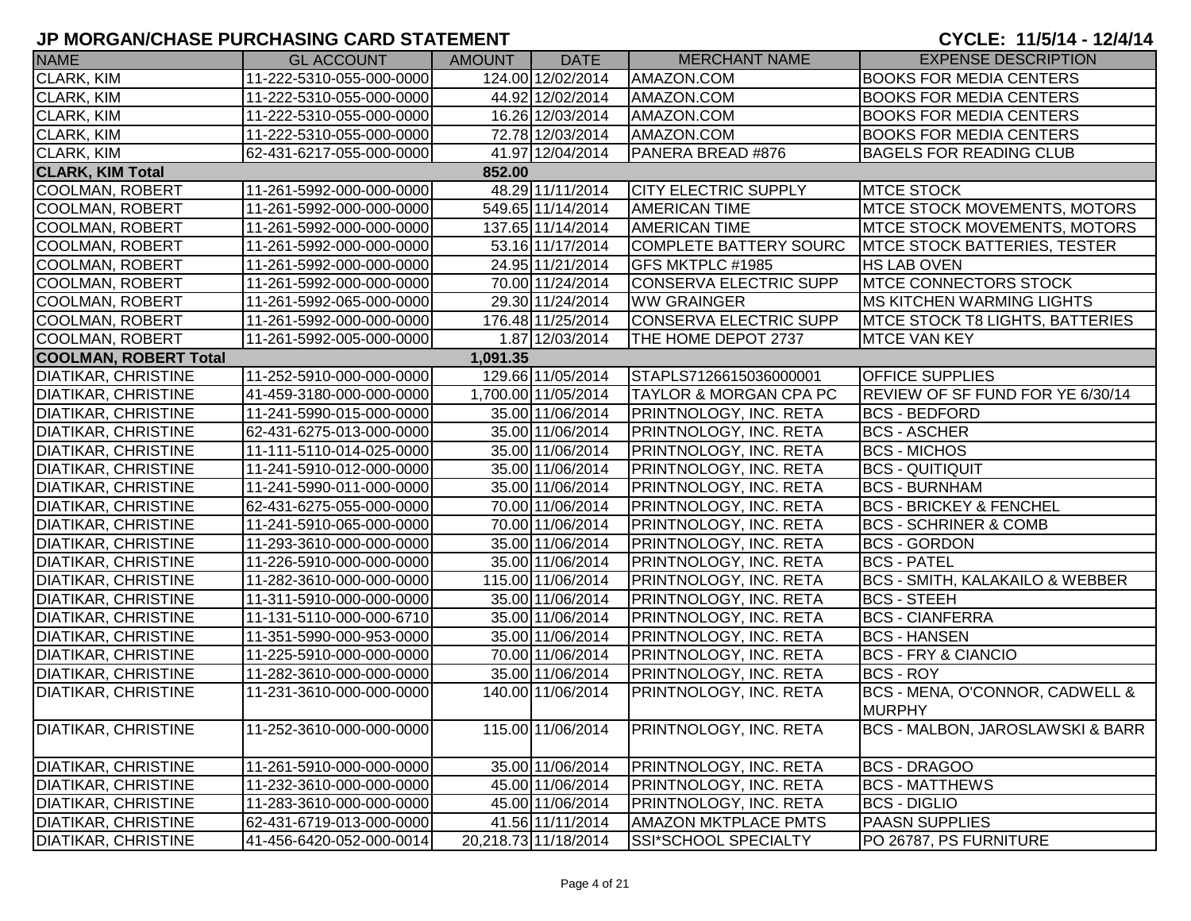# JP MORGAN/CHASE PURCHASING CARD STATEMENT

**CYCLE: 11/5/14 - 12/4/14**

| NAME | GL ACCOUNT | AMOUNT | DATE | MERCHANT NAME | EXPENSE DESCRIPTION |
|---|---|---|---|---|---|
| CLARK, KIM | 11-222-5310-055-000-0000 | 124.00 | 12/02/2014 | AMAZON.COM | BOOKS FOR MEDIA CENTERS |
| CLARK, KIM | 11-222-5310-055-000-0000 | 44.92 | 12/02/2014 | AMAZON.COM | BOOKS FOR MEDIA CENTERS |
| CLARK, KIM | 11-222-5310-055-000-0000 | 16.26 | 12/03/2014 | AMAZON.COM | BOOKS FOR MEDIA CENTERS |
| CLARK, KIM | 11-222-5310-055-000-0000 | 72.78 | 12/03/2014 | AMAZON.COM | BOOKS FOR MEDIA CENTERS |
| CLARK, KIM | 62-431-6217-055-000-0000 | 41.97 | 12/04/2014 | PANERA BREAD #876 | BAGELS FOR READING CLUB |
| **CLARK, KIM Total** | | **852.00** | | | |
| COOLMAN, ROBERT | 11-261-5992-000-000-0000 | 48.29 | 11/11/2014 | CITY ELECTRIC SUPPLY | MTCE STOCK |
| COOLMAN, ROBERT | 11-261-5992-000-000-0000 | 549.65 | 11/14/2014 | AMERICAN TIME | MTCE STOCK MOVEMENTS, MOTORS |
| COOLMAN, ROBERT | 11-261-5992-000-000-0000 | 137.65 | 11/14/2014 | AMERICAN TIME | MTCE STOCK MOVEMENTS, MOTORS |
| COOLMAN, ROBERT | 11-261-5992-000-000-0000 | 53.16 | 11/17/2014 | COMPLETE BATTERY SOURC | MTCE STOCK BATTERIES, TESTER |
| COOLMAN, ROBERT | 11-261-5992-000-000-0000 | 24.95 | 11/21/2014 | GFS MKTPLC #1985 | HS LAB OVEN |
| COOLMAN, ROBERT | 11-261-5992-000-000-0000 | 70.00 | 11/24/2014 | CONSERVA ELECTRIC SUPP | MTCE CONNECTORS STOCK |
| COOLMAN, ROBERT | 11-261-5992-065-000-0000 | 29.30 | 11/24/2014 | WW GRAINGER | MS KITCHEN WARMING LIGHTS |
| COOLMAN, ROBERT | 11-261-5992-000-000-0000 | 176.48 | 11/25/2014 | CONSERVA ELECTRIC SUPP | MTCE STOCK T8 LIGHTS, BATTERIES |
| COOLMAN, ROBERT | 11-261-5992-005-000-0000 | 1.87 | 12/03/2014 | THE HOME DEPOT 2737 | MTCE VAN KEY |
| **COOLMAN, ROBERT Total** | | **1,091.35** | | | |
| DIATIKAR, CHRISTINE | 11-252-5910-000-000-0000 | 129.66 | 11/05/2014 | STAPLS7126615036000001 | OFFICE SUPPLIES |
| DIATIKAR, CHRISTINE | 41-459-3180-000-000-0000 | 1,700.00 | 11/05/2014 | TAYLOR & MORGAN CPA PC | REVIEW OF SF FUND FOR YE 6/30/14 |
| DIATIKAR, CHRISTINE | 11-241-5990-015-000-0000 | 35.00 | 11/06/2014 | PRINTNOLOGY, INC. RETA | BCS - BEDFORD |
| DIATIKAR, CHRISTINE | 62-431-6275-013-000-0000 | 35.00 | 11/06/2014 | PRINTNOLOGY, INC. RETA | BCS - ASCHER |
| DIATIKAR, CHRISTINE | 11-111-5110-014-025-0000 | 35.00 | 11/06/2014 | PRINTNOLOGY, INC. RETA | BCS - MICHOS |
| DIATIKAR, CHRISTINE | 11-241-5910-012-000-0000 | 35.00 | 11/06/2014 | PRINTNOLOGY, INC. RETA | BCS - QUITIQUIT |
| DIATIKAR, CHRISTINE | 11-241-5990-011-000-0000 | 35.00 | 11/06/2014 | PRINTNOLOGY, INC. RETA | BCS - BURNHAM |
| DIATIKAR, CHRISTINE | 62-431-6275-055-000-0000 | 70.00 | 11/06/2014 | PRINTNOLOGY, INC. RETA | BCS - BRICKEY & FENCHEL |
| DIATIKAR, CHRISTINE | 11-241-5910-065-000-0000 | 70.00 | 11/06/2014 | PRINTNOLOGY, INC. RETA | BCS - SCHRINER & COMB |
| DIATIKAR, CHRISTINE | 11-293-3610-000-000-0000 | 35.00 | 11/06/2014 | PRINTNOLOGY, INC. RETA | BCS - GORDON |
| DIATIKAR, CHRISTINE | 11-226-5910-000-000-0000 | 35.00 | 11/06/2014 | PRINTNOLOGY, INC. RETA | BCS - PATEL |
| DIATIKAR, CHRISTINE | 11-282-3610-000-000-0000 | 115.00 | 11/06/2014 | PRINTNOLOGY, INC. RETA | BCS - SMITH, KALAKAILO & WEBBER |
| DIATIKAR, CHRISTINE | 11-311-5910-000-000-0000 | 35.00 | 11/06/2014 | PRINTNOLOGY, INC. RETA | BCS - STEEH |
| DIATIKAR, CHRISTINE | 11-131-5110-000-000-6710 | 35.00 | 11/06/2014 | PRINTNOLOGY, INC. RETA | BCS - CIANFERRA |
| DIATIKAR, CHRISTINE | 11-351-5990-000-953-0000 | 35.00 | 11/06/2014 | PRINTNOLOGY, INC. RETA | BCS - HANSEN |
| DIATIKAR, CHRISTINE | 11-225-5910-000-000-0000 | 70.00 | 11/06/2014 | PRINTNOLOGY, INC. RETA | BCS - FRY & CIANCIO |
| DIATIKAR, CHRISTINE | 11-282-3610-000-000-0000 | 35.00 | 11/06/2014 | PRINTNOLOGY, INC. RETA | BCS - ROY |
| DIATIKAR, CHRISTINE | 11-231-3610-000-000-0000 | 140.00 | 11/06/2014 | PRINTNOLOGY, INC. RETA | BCS - MENA, O'CONNOR, CADWELL & MURPHY |
| DIATIKAR, CHRISTINE | 11-252-3610-000-000-0000 | 115.00 | 11/06/2014 | PRINTNOLOGY, INC. RETA | BCS - MALBON, JAROSLAWSKI & BARR |
| DIATIKAR, CHRISTINE | 11-261-5910-000-000-0000 | 35.00 | 11/06/2014 | PRINTNOLOGY, INC. RETA | BCS - DRAGOO |
| DIATIKAR, CHRISTINE | 11-232-3610-000-000-0000 | 45.00 | 11/06/2014 | PRINTNOLOGY, INC. RETA | BCS - MATTHEWS |
| DIATIKAR, CHRISTINE | 11-283-3610-000-000-0000 | 45.00 | 11/06/2014 | PRINTNOLOGY, INC. RETA | BCS - DIGLIO |
| DIATIKAR, CHRISTINE | 62-431-6719-013-000-0000 | 41.56 | 11/11/2014 | AMAZON MKTPLACE PMTS | PAASN SUPPLIES |
| DIATIKAR, CHRISTINE | 41-456-6420-052-000-0014 | 20,218.73 | 11/18/2014 | SSI*SCHOOL SPECIALTY | PO 26787, PS FURNITURE |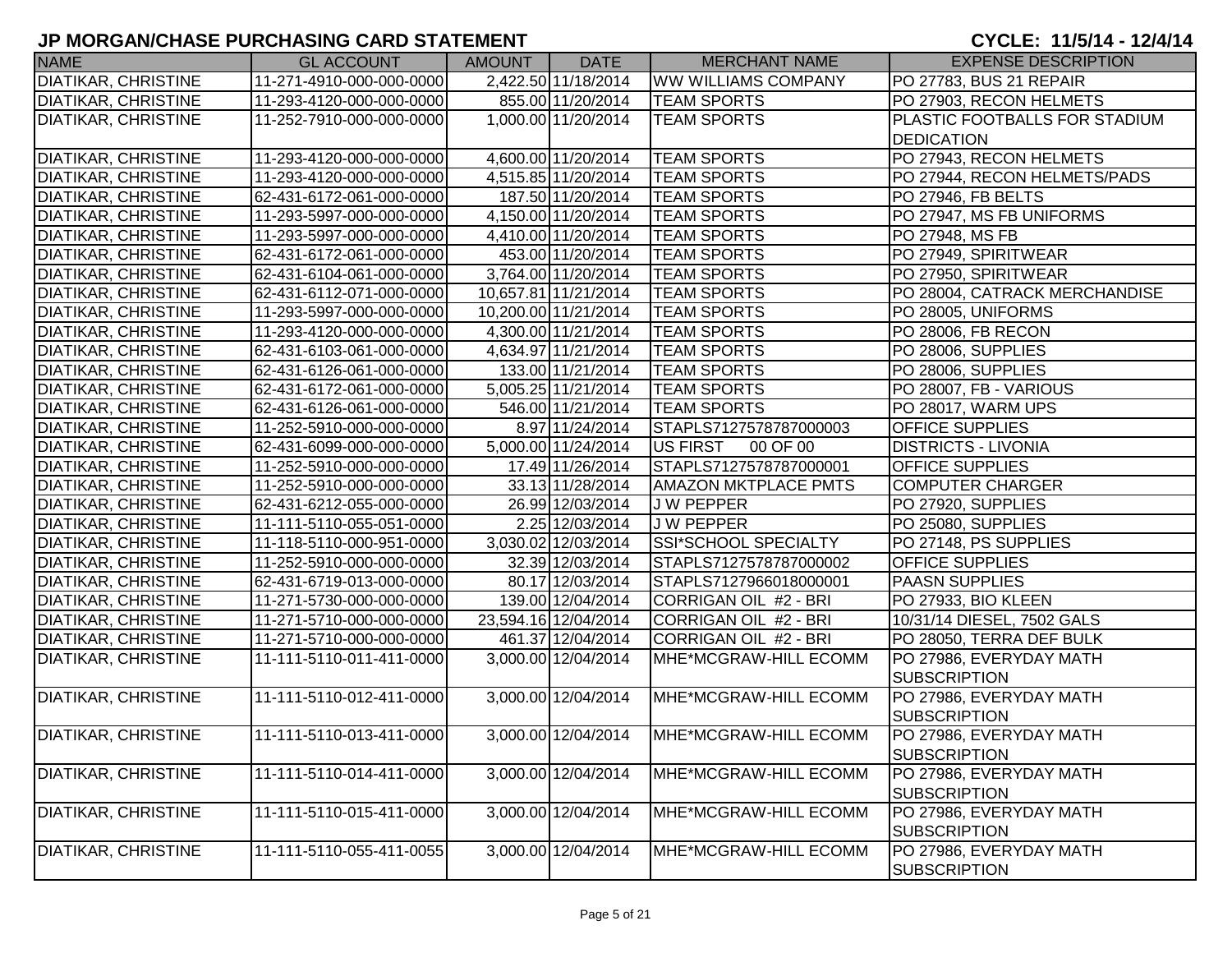## JP MORGAN/CHASE PURCHASING CARD STATEMENT

## CYCLE: 11/5/14 - 12/4/14

| NAME | GL ACCOUNT | AMOUNT | DATE | MERCHANT NAME | EXPENSE DESCRIPTION |
|---|---|---|---|---|---|
| DIATIKAR, CHRISTINE | 11-271-4910-000-000-0000 | 2,422.50 | 11/18/2014 | WW WILLIAMS COMPANY | PO 27783, BUS 21 REPAIR |
| DIATIKAR, CHRISTINE | 11-293-4120-000-000-0000 | 855.00 | 11/20/2014 | TEAM SPORTS | PO 27903, RECON HELMETS |
| DIATIKAR, CHRISTINE | 11-252-7910-000-000-0000 | 1,000.00 | 11/20/2014 | TEAM SPORTS | PLASTIC FOOTBALLS FOR STADIUM DEDICATION |
| DIATIKAR, CHRISTINE | 11-293-4120-000-000-0000 | 4,600.00 | 11/20/2014 | TEAM SPORTS | PO 27943, RECON HELMETS |
| DIATIKAR, CHRISTINE | 11-293-4120-000-000-0000 | 4,515.85 | 11/20/2014 | TEAM SPORTS | PO 27944, RECON HELMETS/PADS |
| DIATIKAR, CHRISTINE | 62-431-6172-061-000-0000 | 187.50 | 11/20/2014 | TEAM SPORTS | PO 27946, FB BELTS |
| DIATIKAR, CHRISTINE | 11-293-5997-000-000-0000 | 4,150.00 | 11/20/2014 | TEAM SPORTS | PO 27947, MS FB UNIFORMS |
| DIATIKAR, CHRISTINE | 11-293-5997-000-000-0000 | 4,410.00 | 11/20/2014 | TEAM SPORTS | PO 27948, MS FB |
| DIATIKAR, CHRISTINE | 62-431-6172-061-000-0000 | 453.00 | 11/20/2014 | TEAM SPORTS | PO 27949, SPIRITWEAR |
| DIATIKAR, CHRISTINE | 62-431-6104-061-000-0000 | 3,764.00 | 11/20/2014 | TEAM SPORTS | PO 27950, SPIRITWEAR |
| DIATIKAR, CHRISTINE | 62-431-6112-071-000-0000 | 10,657.81 | 11/21/2014 | TEAM SPORTS | PO 28004, CATRACK MERCHANDISE |
| DIATIKAR, CHRISTINE | 11-293-5997-000-000-0000 | 10,200.00 | 11/21/2014 | TEAM SPORTS | PO 28005, UNIFORMS |
| DIATIKAR, CHRISTINE | 11-293-4120-000-000-0000 | 4,300.00 | 11/21/2014 | TEAM SPORTS | PO 28006, FB RECON |
| DIATIKAR, CHRISTINE | 62-431-6103-061-000-0000 | 4,634.97 | 11/21/2014 | TEAM SPORTS | PO 28006, SUPPLIES |
| DIATIKAR, CHRISTINE | 62-431-6126-061-000-0000 | 133.00 | 11/21/2014 | TEAM SPORTS | PO 28006, SUPPLIES |
| DIATIKAR, CHRISTINE | 62-431-6172-061-000-0000 | 5,005.25 | 11/21/2014 | TEAM SPORTS | PO 28007, FB - VARIOUS |
| DIATIKAR, CHRISTINE | 62-431-6126-061-000-0000 | 546.00 | 11/21/2014 | TEAM SPORTS | PO 28017, WARM UPS |
| DIATIKAR, CHRISTINE | 11-252-5910-000-000-0000 | 8.97 | 11/24/2014 | STAPLS7127578787000003 | OFFICE SUPPLIES |
| DIATIKAR, CHRISTINE | 62-431-6099-000-000-0000 | 5,000.00 | 11/24/2014 | US FIRST 00 OF 00 | DISTRICTS - LIVONIA |
| DIATIKAR, CHRISTINE | 11-252-5910-000-000-0000 | 17.49 | 11/26/2014 | STAPLS7127578787000001 | OFFICE SUPPLIES |
| DIATIKAR, CHRISTINE | 11-252-5910-000-000-0000 | 33.13 | 11/28/2014 | AMAZON MKTPLACE PMTS | COMPUTER CHARGER |
| DIATIKAR, CHRISTINE | 62-431-6212-055-000-0000 | 26.99 | 12/03/2014 | J W PEPPER | PO 27920, SUPPLIES |
| DIATIKAR, CHRISTINE | 11-111-5110-055-051-0000 | 2.25 | 12/03/2014 | J W PEPPER | PO 25080, SUPPLIES |
| DIATIKAR, CHRISTINE | 11-118-5110-000-951-0000 | 3,030.02 | 12/03/2014 | SSI*SCHOOL SPECIALTY | PO 27148, PS SUPPLIES |
| DIATIKAR, CHRISTINE | 11-252-5910-000-000-0000 | 32.39 | 12/03/2014 | STAPLS7127578787000002 | OFFICE SUPPLIES |
| DIATIKAR, CHRISTINE | 62-431-6719-013-000-0000 | 80.17 | 12/03/2014 | STAPLS7127966018000001 | PAASN SUPPLIES |
| DIATIKAR, CHRISTINE | 11-271-5730-000-000-0000 | 139.00 | 12/04/2014 | CORRIGAN OIL #2 - BRI | PO 27933, BIO KLEEN |
| DIATIKAR, CHRISTINE | 11-271-5710-000-000-0000 | 23,594.16 | 12/04/2014 | CORRIGAN OIL #2 - BRI | 10/31/14 DIESEL, 7502 GALS |
| DIATIKAR, CHRISTINE | 11-271-5710-000-000-0000 | 461.37 | 12/04/2014 | CORRIGAN OIL #2 - BRI | PO 28050, TERRA DEF BULK |
| DIATIKAR, CHRISTINE | 11-111-5110-011-411-0000 | 3,000.00 | 12/04/2014 | MHE*MCGRAW-HILL ECOMM | PO 27986, EVERYDAY MATH SUBSCRIPTION |
| DIATIKAR, CHRISTINE | 11-111-5110-012-411-0000 | 3,000.00 | 12/04/2014 | MHE*MCGRAW-HILL ECOMM | PO 27986, EVERYDAY MATH SUBSCRIPTION |
| DIATIKAR, CHRISTINE | 11-111-5110-013-411-0000 | 3,000.00 | 12/04/2014 | MHE*MCGRAW-HILL ECOMM | PO 27986, EVERYDAY MATH SUBSCRIPTION |
| DIATIKAR, CHRISTINE | 11-111-5110-014-411-0000 | 3,000.00 | 12/04/2014 | MHE*MCGRAW-HILL ECOMM | PO 27986, EVERYDAY MATH SUBSCRIPTION |
| DIATIKAR, CHRISTINE | 11-111-5110-015-411-0000 | 3,000.00 | 12/04/2014 | MHE*MCGRAW-HILL ECOMM | PO 27986, EVERYDAY MATH SUBSCRIPTION |
| DIATIKAR, CHRISTINE | 11-111-5110-055-411-0055 | 3,000.00 | 12/04/2014 | MHE*MCGRAW-HILL ECOMM | PO 27986, EVERYDAY MATH SUBSCRIPTION |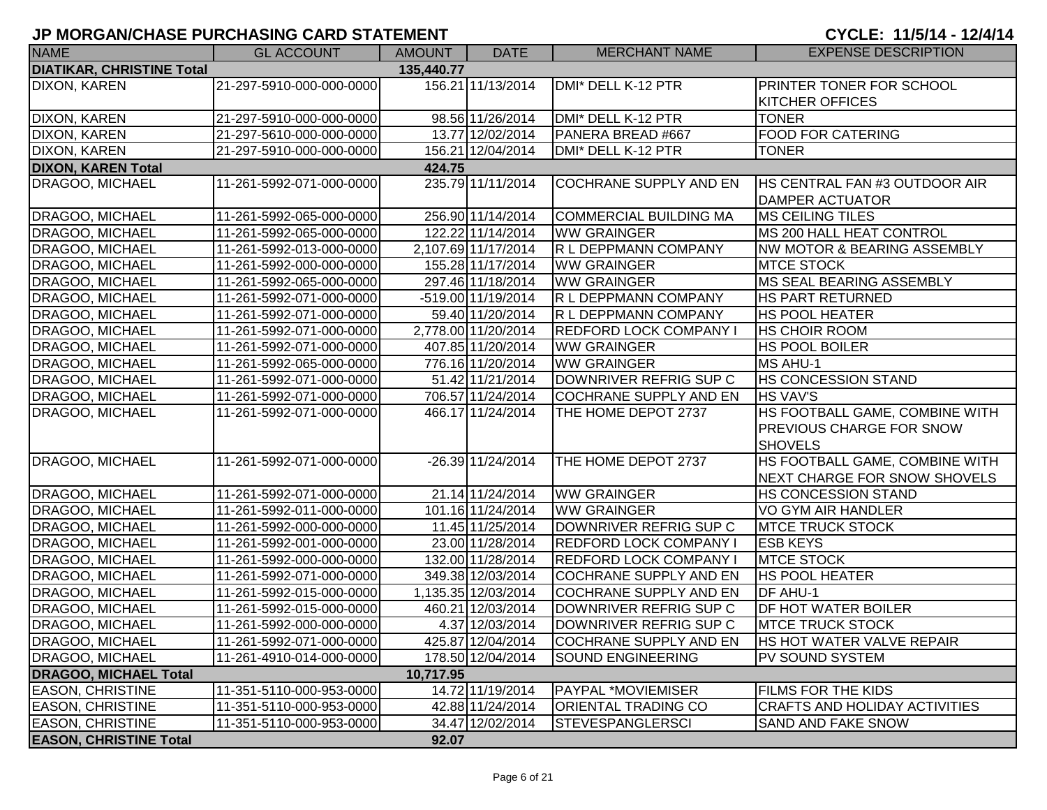# JP MORGAN/CHASE PURCHASING CARD STATEMENT

**CYCLE: 11/5/14 - 12/4/14**

| NAME | GL ACCOUNT | AMOUNT | DATE | MERCHANT NAME | EXPENSE DESCRIPTION |
|---|---|---|---|---|---|
| **DIATIKAR, CHRISTINE Total** | | **135,440.77** | | | |
| DIXON, KAREN | 21-297-5910-000-000-0000 | 156.21 | 11/13/2014 | DMI* DELL K-12 PTR | PRINTER TONER FOR SCHOOL KITCHER OFFICES |
| DIXON, KAREN | 21-297-5910-000-000-0000 | 98.56 | 11/26/2014 | DMI* DELL K-12 PTR | TONER |
| DIXON, KAREN | 21-297-5610-000-000-0000 | 13.77 | 12/02/2014 | PANERA BREAD #667 | FOOD FOR CATERING |
| DIXON, KAREN | 21-297-5910-000-000-0000 | 156.21 | 12/04/2014 | DMI* DELL K-12 PTR | TONER |
| **DIXON, KAREN Total** | | **424.75** | | | |
| DRAGOO, MICHAEL | 11-261-5992-071-000-0000 | 235.79 | 11/11/2014 | COCHRANE SUPPLY AND EN | HS CENTRAL FAN #3 OUTDOOR AIR DAMPER ACTUATOR |
| DRAGOO, MICHAEL | 11-261-5992-065-000-0000 | 256.90 | 11/14/2014 | COMMERCIAL BUILDING MA | MS CEILING TILES |
| DRAGOO, MICHAEL | 11-261-5992-065-000-0000 | 122.22 | 11/14/2014 | WW GRAINGER | MS 200 HALL HEAT CONTROL |
| DRAGOO, MICHAEL | 11-261-5992-013-000-0000 | 2,107.69 | 11/17/2014 | R L DEPPMANN COMPANY | NW MOTOR & BEARING ASSEMBLY |
| DRAGOO, MICHAEL | 11-261-5992-000-000-0000 | 155.28 | 11/17/2014 | WW GRAINGER | MTCE STOCK |
| DRAGOO, MICHAEL | 11-261-5992-065-000-0000 | 297.46 | 11/18/2014 | WW GRAINGER | MS SEAL BEARING ASSEMBLY |
| DRAGOO, MICHAEL | 11-261-5992-071-000-0000 | -519.00 | 11/19/2014 | R L DEPPMANN COMPANY | HS PART RETURNED |
| DRAGOO, MICHAEL | 11-261-5992-071-000-0000 | 59.40 | 11/20/2014 | R L DEPPMANN COMPANY | HS POOL HEATER |
| DRAGOO, MICHAEL | 11-261-5992-071-000-0000 | 2,778.00 | 11/20/2014 | REDFORD LOCK COMPANY I | HS CHOIR ROOM |
| DRAGOO, MICHAEL | 11-261-5992-071-000-0000 | 407.85 | 11/20/2014 | WW GRAINGER | HS POOL BOILER |
| DRAGOO, MICHAEL | 11-261-5992-065-000-0000 | 776.16 | 11/20/2014 | WW GRAINGER | MS AHU-1 |
| DRAGOO, MICHAEL | 11-261-5992-071-000-0000 | 51.42 | 11/21/2014 | DOWNRIVER REFRIG SUP C | HS CONCESSION STAND |
| DRAGOO, MICHAEL | 11-261-5992-071-000-0000 | 706.57 | 11/24/2014 | COCHRANE SUPPLY AND EN | HS VAV'S |
| DRAGOO, MICHAEL | 11-261-5992-071-000-0000 | 466.17 | 11/24/2014 | THE HOME DEPOT 2737 | HS FOOTBALL GAME, COMBINE WITH PREVIOUS CHARGE FOR SNOW SHOVELS |
| DRAGOO, MICHAEL | 11-261-5992-071-000-0000 | -26.39 | 11/24/2014 | THE HOME DEPOT 2737 | HS FOOTBALL GAME, COMBINE WITH NEXT CHARGE FOR SNOW SHOVELS |
| DRAGOO, MICHAEL | 11-261-5992-071-000-0000 | 21.14 | 11/24/2014 | WW GRAINGER | HS CONCESSION STAND |
| DRAGOO, MICHAEL | 11-261-5992-011-000-0000 | 101.16 | 11/24/2014 | WW GRAINGER | VO GYM AIR HANDLER |
| DRAGOO, MICHAEL | 11-261-5992-000-000-0000 | 11.45 | 11/25/2014 | DOWNRIVER REFRIG SUP C | MTCE TRUCK STOCK |
| DRAGOO, MICHAEL | 11-261-5992-001-000-0000 | 23.00 | 11/28/2014 | REDFORD LOCK COMPANY I | ESB KEYS |
| DRAGOO, MICHAEL | 11-261-5992-000-000-0000 | 132.00 | 11/28/2014 | REDFORD LOCK COMPANY I | MTCE STOCK |
| DRAGOO, MICHAEL | 11-261-5992-071-000-0000 | 349.38 | 12/03/2014 | COCHRANE SUPPLY AND EN | HS POOL HEATER |
| DRAGOO, MICHAEL | 11-261-5992-015-000-0000 | 1,135.35 | 12/03/2014 | COCHRANE SUPPLY AND EN | DF AHU-1 |
| DRAGOO, MICHAEL | 11-261-5992-015-000-0000 | 460.21 | 12/03/2014 | DOWNRIVER REFRIG SUP C | DF HOT WATER BOILER |
| DRAGOO, MICHAEL | 11-261-5992-000-000-0000 | 4.37 | 12/03/2014 | DOWNRIVER REFRIG SUP C | MTCE TRUCK STOCK |
| DRAGOO, MICHAEL | 11-261-5992-071-000-0000 | 425.87 | 12/04/2014 | COCHRANE SUPPLY AND EN | HS HOT WATER VALVE REPAIR |
| DRAGOO, MICHAEL | 11-261-4910-014-000-0000 | 178.50 | 12/04/2014 | SOUND ENGINEERING | PV SOUND SYSTEM |
| **DRAGOO, MICHAEL Total** | | **10,717.95** | | | |
| EASON, CHRISTINE | 11-351-5110-000-953-0000 | 14.72 | 11/19/2014 | PAYPAL *MOVIEMISER | FILMS FOR THE KIDS |
| EASON, CHRISTINE | 11-351-5110-000-953-0000 | 42.88 | 11/24/2014 | ORIENTAL TRADING CO | CRAFTS AND HOLIDAY ACTIVITIES |
| EASON, CHRISTINE | 11-351-5110-000-953-0000 | 34.47 | 12/02/2014 | STEVESPANGLERSCI | SAND AND FAKE SNOW |
| **EASON, CHRISTINE Total** | | **92.07** | | | |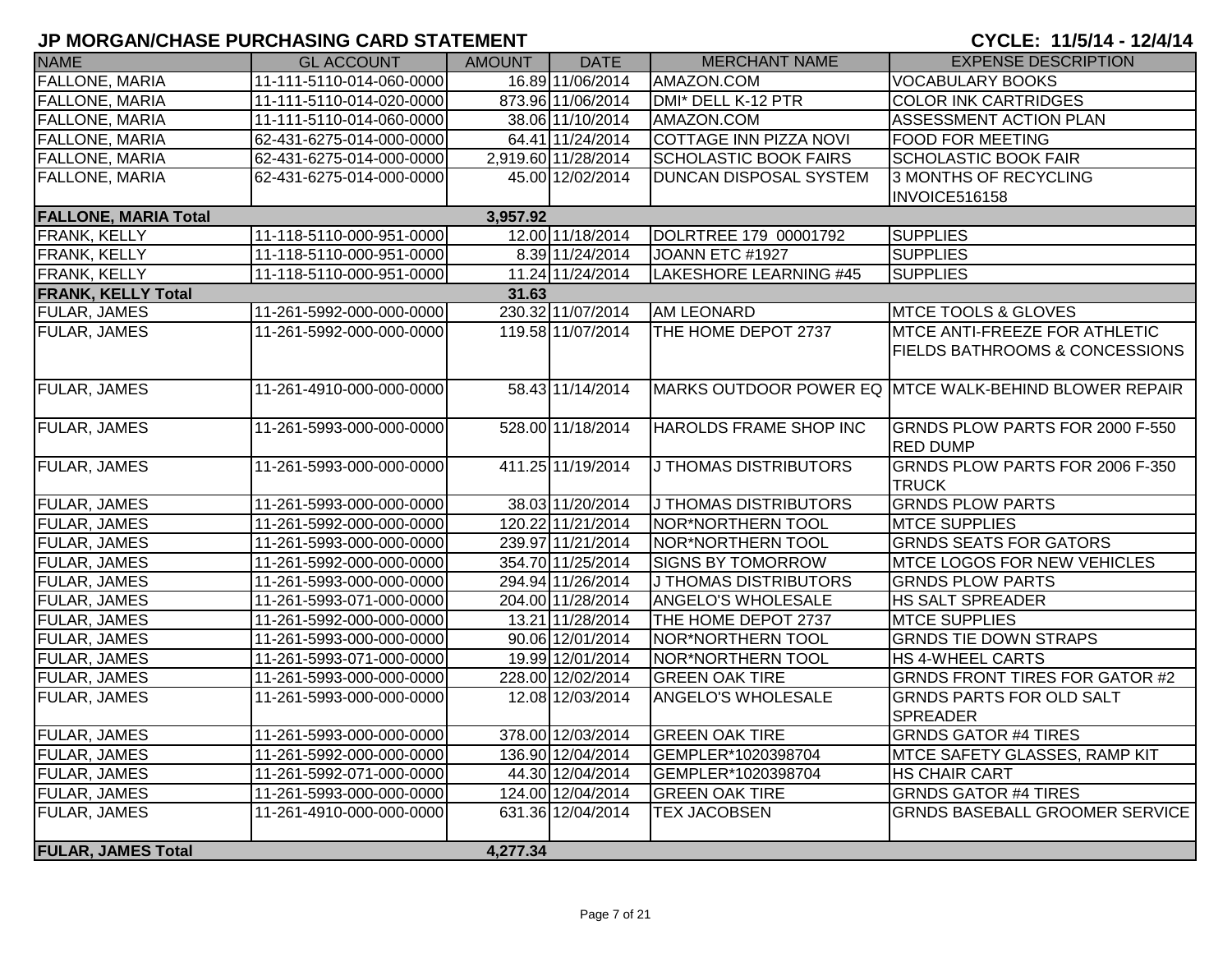# JP MORGAN/CHASE PURCHASING CARD STATEMENT

**CYCLE: 11/5/14 - 12/4/14**

| NAME | GL ACCOUNT | AMOUNT | DATE | MERCHANT NAME | EXPENSE DESCRIPTION |
|---|---|---|---|---|---|
| FALLONE, MARIA | 11-111-5110-014-060-0000 | 16.89 | 11/06/2014 | AMAZON.COM | VOCABULARY BOOKS |
| FALLONE, MARIA | 11-111-5110-014-020-0000 | 873.96 | 11/06/2014 | DMI* DELL K-12 PTR | COLOR INK CARTRIDGES |
| FALLONE, MARIA | 11-111-5110-014-060-0000 | 38.06 | 11/10/2014 | AMAZON.COM | ASSESSMENT ACTION PLAN |
| FALLONE, MARIA | 62-431-6275-014-000-0000 | 64.41 | 11/24/2014 | COTTAGE INN PIZZA NOVI | FOOD FOR MEETING |
| FALLONE, MARIA | 62-431-6275-014-000-0000 | 2,919.60 | 11/28/2014 | SCHOLASTIC BOOK FAIRS | SCHOLASTIC BOOK FAIR |
| FALLONE, MARIA | 62-431-6275-014-000-0000 | 45.00 | 12/02/2014 | DUNCAN DISPOSAL SYSTEM | 3 MONTHS OF RECYCLING INVOICE516158 |
| **FALLONE, MARIA Total** | | **3,957.92** | | | |
| FRANK, KELLY | 11-118-5110-000-951-0000 | 12.00 | 11/18/2014 | DOLRTREE 179 00001792 | SUPPLIES |
| FRANK, KELLY | 11-118-5110-000-951-0000 | 8.39 | 11/24/2014 | JOANN ETC #1927 | SUPPLIES |
| FRANK, KELLY | 11-118-5110-000-951-0000 | 11.24 | 11/24/2014 | LAKESHORE LEARNING #45 | SUPPLIES |
| **FRANK, KELLY Total** | | **31.63** | | | |
| FULAR, JAMES | 11-261-5992-000-000-0000 | 230.32 | 11/07/2014 | AM LEONARD | MTCE TOOLS & GLOVES |
| FULAR, JAMES | 11-261-5992-000-000-0000 | 119.58 | 11/07/2014 | THE HOME DEPOT 2737 | MTCE ANTI-FREEZE FOR ATHLETIC FIELDS BATHROOMS & CONCESSIONS |
| FULAR, JAMES | 11-261-4910-000-000-0000 | 58.43 | 11/14/2014 | MARKS OUTDOOR POWER EQ | MTCE WALK-BEHIND BLOWER REPAIR |
| FULAR, JAMES | 11-261-5993-000-000-0000 | 528.00 | 11/18/2014 | HAROLDS FRAME SHOP INC | GRNDS PLOW PARTS FOR 2000 F-550 RED DUMP |
| FULAR, JAMES | 11-261-5993-000-000-0000 | 411.25 | 11/19/2014 | J THOMAS DISTRIBUTORS | GRNDS PLOW PARTS FOR 2006 F-350 TRUCK |
| FULAR, JAMES | 11-261-5993-000-000-0000 | 38.03 | 11/20/2014 | J THOMAS DISTRIBUTORS | GRNDS PLOW PARTS |
| FULAR, JAMES | 11-261-5992-000-000-0000 | 120.22 | 11/21/2014 | NOR*NORTHERN TOOL | MTCE SUPPLIES |
| FULAR, JAMES | 11-261-5993-000-000-0000 | 239.97 | 11/21/2014 | NOR*NORTHERN TOOL | GRNDS SEATS FOR GATORS |
| FULAR, JAMES | 11-261-5992-000-000-0000 | 354.70 | 11/25/2014 | SIGNS BY TOMORROW | MTCE LOGOS FOR NEW VEHICLES |
| FULAR, JAMES | 11-261-5993-000-000-0000 | 294.94 | 11/26/2014 | J THOMAS DISTRIBUTORS | GRNDS PLOW PARTS |
| FULAR, JAMES | 11-261-5993-071-000-0000 | 204.00 | 11/28/2014 | ANGELO'S WHOLESALE | HS SALT SPREADER |
| FULAR, JAMES | 11-261-5992-000-000-0000 | 13.21 | 11/28/2014 | THE HOME DEPOT 2737 | MTCE SUPPLIES |
| FULAR, JAMES | 11-261-5993-000-000-0000 | 90.06 | 12/01/2014 | NOR*NORTHERN TOOL | GRNDS TIE DOWN STRAPS |
| FULAR, JAMES | 11-261-5993-071-000-0000 | 19.99 | 12/01/2014 | NOR*NORTHERN TOOL | HS 4-WHEEL CARTS |
| FULAR, JAMES | 11-261-5993-000-000-0000 | 228.00 | 12/02/2014 | GREEN OAK TIRE | GRNDS FRONT TIRES FOR GATOR #2 |
| FULAR, JAMES | 11-261-5993-000-000-0000 | 12.08 | 12/03/2014 | ANGELO'S WHOLESALE | GRNDS PARTS FOR OLD SALT SPREADER |
| FULAR, JAMES | 11-261-5993-000-000-0000 | 378.00 | 12/03/2014 | GREEN OAK TIRE | GRNDS GATOR #4 TIRES |
| FULAR, JAMES | 11-261-5992-000-000-0000 | 136.90 | 12/04/2014 | GEMPLER*1020398704 | MTCE SAFETY GLASSES, RAMP KIT |
| FULAR, JAMES | 11-261-5992-071-000-0000 | 44.30 | 12/04/2014 | GEMPLER*1020398704 | HS CHAIR CART |
| FULAR, JAMES | 11-261-5993-000-000-0000 | 124.00 | 12/04/2014 | GREEN OAK TIRE | GRNDS GATOR #4 TIRES |
| FULAR, JAMES | 11-261-4910-000-000-0000 | 631.36 | 12/04/2014 | TEX JACOBSEN | GRNDS BASEBALL GROOMER SERVICE |
| **FULAR, JAMES Total** | | **4,277.34** | | | |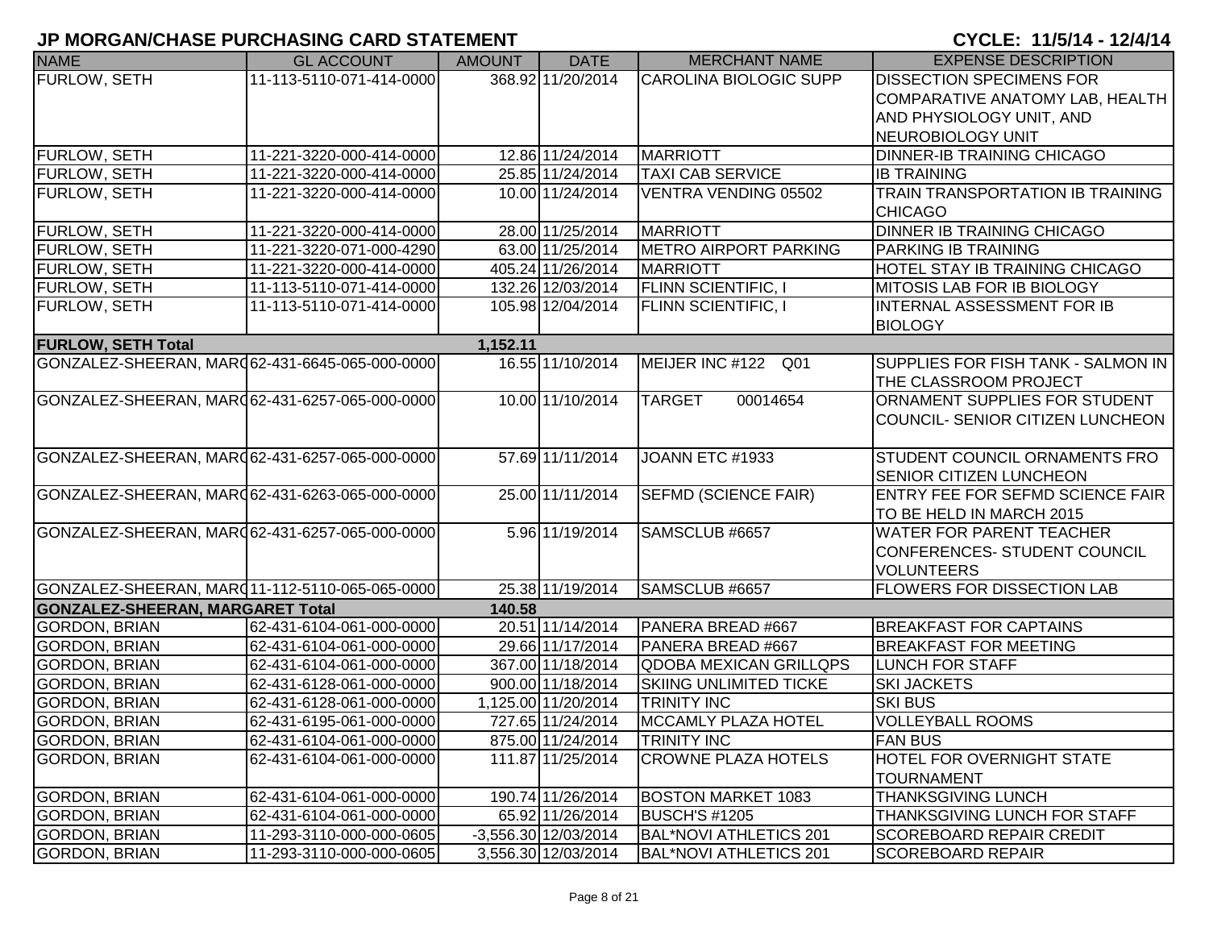# JP MORGAN/CHASE PURCHASING CARD STATEMENT

**CYCLE: 11/5/14 - 12/4/14**

| NAME | GL ACCOUNT | AMOUNT | DATE | MERCHANT NAME | EXPENSE DESCRIPTION |
|---|---|---|---|---|---|
| FURLOW, SETH | 11-113-5110-071-414-0000 | 368.92 | 11/20/2014 | CAROLINA BIOLOGIC SUPP | DISSECTION SPECIMENS FOR COMPARATIVE ANATOMY LAB, HEALTH AND PHYSIOLOGY UNIT, AND NEUROBIOLOGY UNIT |
| FURLOW, SETH | 11-221-3220-000-414-0000 | 12.86 | 11/24/2014 | MARRIOTT | DINNER-IB TRAINING CHICAGO |
| FURLOW, SETH | 11-221-3220-000-414-0000 | 25.85 | 11/24/2014 | TAXI CAB SERVICE | IB TRAINING |
| FURLOW, SETH | 11-221-3220-000-414-0000 | 10.00 | 11/24/2014 | VENTRA VENDING 05502 | TRAIN TRANSPORTATION IB TRAINING CHICAGO |
| FURLOW, SETH | 11-221-3220-000-414-0000 | 28.00 | 11/25/2014 | MARRIOTT | DINNER IB TRAINING CHICAGO |
| FURLOW, SETH | 11-221-3220-071-000-4290 | 63.00 | 11/25/2014 | METRO AIRPORT PARKING | PARKING IB TRAINING |
| FURLOW, SETH | 11-221-3220-000-414-0000 | 405.24 | 11/26/2014 | MARRIOTT | HOTEL STAY IB TRAINING CHICAGO |
| FURLOW, SETH | 11-113-5110-071-414-0000 | 132.26 | 12/03/2014 | FLINN SCIENTIFIC, I | MITOSIS LAB FOR IB BIOLOGY |
| FURLOW, SETH | 11-113-5110-071-414-0000 | 105.98 | 12/04/2014 | FLINN SCIENTIFIC, I | INTERNAL ASSESSMENT FOR IB BIOLOGY |
| **FURLOW, SETH Total** | | **1,152.11** | | | |
| GONZALEZ-SHEERAN, MARG | 62-431-6645-065-000-0000 | 16.55 | 11/10/2014 | MEIJER INC #122 Q01 | SUPPLIES FOR FISH TANK - SALMON IN THE CLASSROOM PROJECT |
| GONZALEZ-SHEERAN, MARG | 62-431-6257-065-000-0000 | 10.00 | 11/10/2014 | TARGET 00014654 | ORNAMENT SUPPLIES FOR STUDENT COUNCIL- SENIOR CITIZEN LUNCHEON |
| GONZALEZ-SHEERAN, MARG | 62-431-6257-065-000-0000 | 57.69 | 11/11/2014 | JOANN ETC #1933 | STUDENT COUNCIL ORNAMENTS FRO SENIOR CITIZEN LUNCHEON |
| GONZALEZ-SHEERAN, MARG | 62-431-6263-065-000-0000 | 25.00 | 11/11/2014 | SEFMD (SCIENCE FAIR) | ENTRY FEE FOR SEFMD SCIENCE FAIR TO BE HELD IN MARCH 2015 |
| GONZALEZ-SHEERAN, MARG | 62-431-6257-065-000-0000 | 5.96 | 11/19/2014 | SAMSCLUB #6657 | WATER FOR PARENT TEACHER CONFERENCES- STUDENT COUNCIL VOLUNTEERS |
| GONZALEZ-SHEERAN, MARG | 11-112-5110-065-065-0000 | 25.38 | 11/19/2014 | SAMSCLUB #6657 | FLOWERS FOR DISSECTION LAB |
| **GONZALEZ-SHEERAN, MARGARET Total** | | **140.58** | | | |
| GORDON, BRIAN | 62-431-6104-061-000-0000 | 20.51 | 11/14/2014 | PANERA BREAD #667 | BREAKFAST FOR CAPTAINS |
| GORDON, BRIAN | 62-431-6104-061-000-0000 | 29.66 | 11/17/2014 | PANERA BREAD #667 | BREAKFAST FOR MEETING |
| GORDON, BRIAN | 62-431-6104-061-000-0000 | 367.00 | 11/18/2014 | QDOBA MEXICAN GRILLQPS | LUNCH FOR STAFF |
| GORDON, BRIAN | 62-431-6128-061-000-0000 | 900.00 | 11/18/2014 | SKIING UNLIMITED TICKE | SKI JACKETS |
| GORDON, BRIAN | 62-431-6128-061-000-0000 | 1,125.00 | 11/20/2014 | TRINITY INC | SKI BUS |
| GORDON, BRIAN | 62-431-6195-061-000-0000 | 727.65 | 11/24/2014 | MCCAMLY PLAZA HOTEL | VOLLEYBALL ROOMS |
| GORDON, BRIAN | 62-431-6104-061-000-0000 | 875.00 | 11/24/2014 | TRINITY INC | FAN BUS |
| GORDON, BRIAN | 62-431-6104-061-000-0000 | 111.87 | 11/25/2014 | CROWNE PLAZA HOTELS | HOTEL FOR OVERNIGHT STATE TOURNAMENT |
| GORDON, BRIAN | 62-431-6104-061-000-0000 | 190.74 | 11/26/2014 | BOSTON MARKET 1083 | THANKSGIVING LUNCH |
| GORDON, BRIAN | 62-431-6104-061-000-0000 | 65.92 | 11/26/2014 | BUSCH'S #1205 | THANKSGIVING LUNCH FOR STAFF |
| GORDON, BRIAN | 11-293-3110-000-000-0605 | -3,556.30 | 12/03/2014 | BAL*NOVI ATHLETICS 201 | SCOREBOARD REPAIR CREDIT |
| GORDON, BRIAN | 11-293-3110-000-000-0605 | 3,556.30 | 12/03/2014 | BAL*NOVI ATHLETICS 201 | SCOREBOARD REPAIR |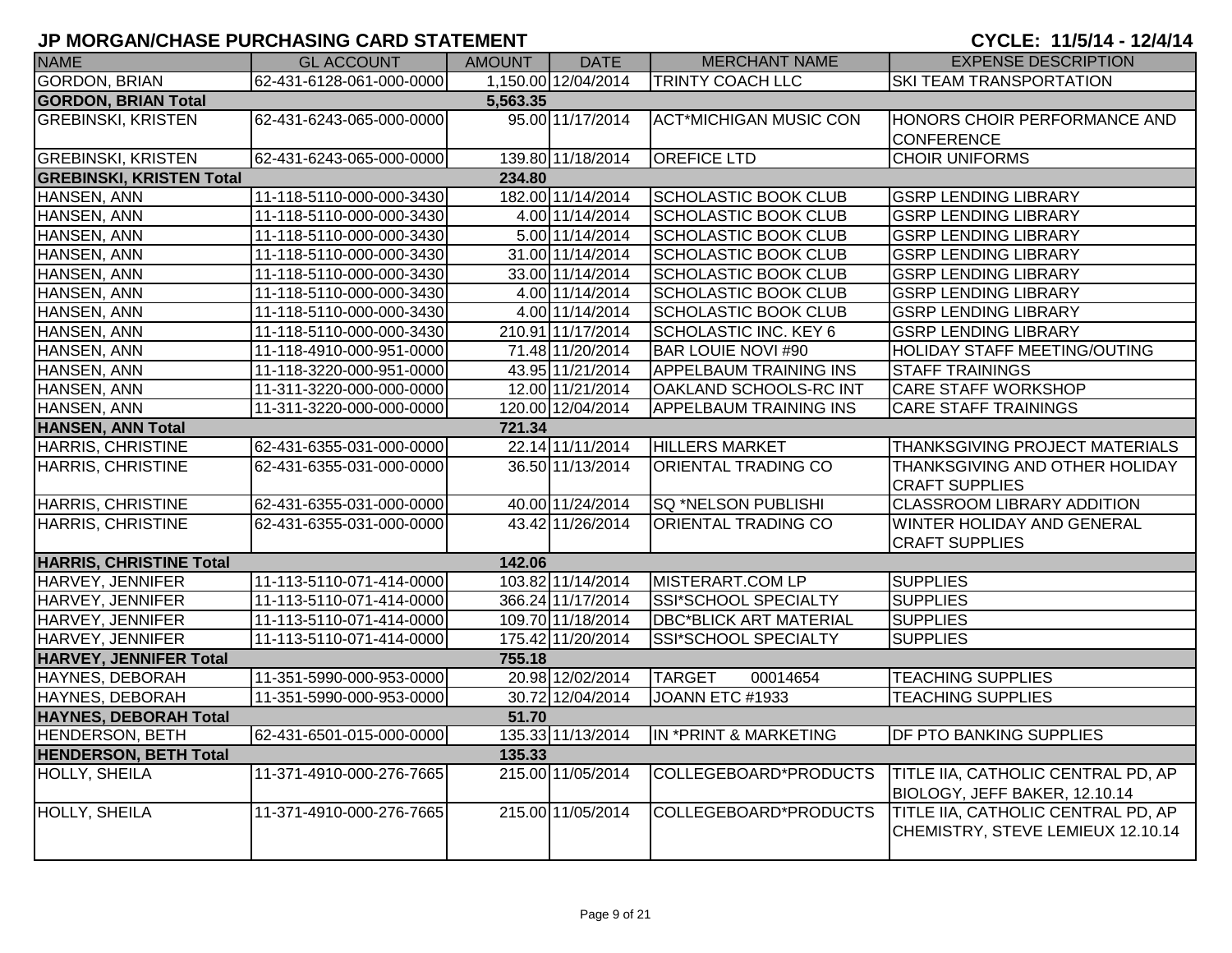## JP MORGAN/CHASE PURCHASING CARD STATEMENT

**CYCLE: 11/5/14 - 12/4/14**

| NAME | GL ACCOUNT | AMOUNT | DATE | MERCHANT NAME | EXPENSE DESCRIPTION |
|---|---|---|---|---|---|
| GORDON, BRIAN | 62-431-6128-061-000-0000 | 1,150.00 | 12/04/2014 | TRINTY COACH LLC | SKI TEAM TRANSPORTATION |
| **GORDON, BRIAN Total** | | **5,563.35** | | | |
| GREBINSKI, KRISTEN | 62-431-6243-065-000-0000 | 95.00 | 11/17/2014 | ACT*MICHIGAN MUSIC CON | HONORS CHOIR PERFORMANCE AND CONFERENCE |
| GREBINSKI, KRISTEN | 62-431-6243-065-000-0000 | 139.80 | 11/18/2014 | OREFICE LTD | CHOIR UNIFORMS |
| **GREBINSKI, KRISTEN Total** | | **234.80** | | | |
| HANSEN, ANN | 11-118-5110-000-000-3430 | 182.00 | 11/14/2014 | SCHOLASTIC BOOK CLUB | GSRP LENDING LIBRARY |
| HANSEN, ANN | 11-118-5110-000-000-3430 | 4.00 | 11/14/2014 | SCHOLASTIC BOOK CLUB | GSRP LENDING LIBRARY |
| HANSEN, ANN | 11-118-5110-000-000-3430 | 5.00 | 11/14/2014 | SCHOLASTIC BOOK CLUB | GSRP LENDING LIBRARY |
| HANSEN, ANN | 11-118-5110-000-000-3430 | 31.00 | 11/14/2014 | SCHOLASTIC BOOK CLUB | GSRP LENDING LIBRARY |
| HANSEN, ANN | 11-118-5110-000-000-3430 | 33.00 | 11/14/2014 | SCHOLASTIC BOOK CLUB | GSRP LENDING LIBRARY |
| HANSEN, ANN | 11-118-5110-000-000-3430 | 4.00 | 11/14/2014 | SCHOLASTIC BOOK CLUB | GSRP LENDING LIBRARY |
| HANSEN, ANN | 11-118-5110-000-000-3430 | 4.00 | 11/14/2014 | SCHOLASTIC BOOK CLUB | GSRP LENDING LIBRARY |
| HANSEN, ANN | 11-118-5110-000-000-3430 | 210.91 | 11/17/2014 | SCHOLASTIC INC. KEY 6 | GSRP LENDING LIBRARY |
| HANSEN, ANN | 11-118-4910-000-951-0000 | 71.48 | 11/20/2014 | BAR LOUIE NOVI #90 | HOLIDAY STAFF MEETING/OUTING |
| HANSEN, ANN | 11-118-3220-000-951-0000 | 43.95 | 11/21/2014 | APPELBAUM TRAINING INS | STAFF TRAININGS |
| HANSEN, ANN | 11-311-3220-000-000-0000 | 12.00 | 11/21/2014 | OAKLAND SCHOOLS-RC INT | CARE STAFF WORKSHOP |
| HANSEN, ANN | 11-311-3220-000-000-0000 | 120.00 | 12/04/2014 | APPELBAUM TRAINING INS | CARE STAFF TRAININGS |
| **HANSEN, ANN Total** | | **721.34** | | | |
| HARRIS, CHRISTINE | 62-431-6355-031-000-0000 | 22.14 | 11/11/2014 | HILLERS MARKET | THANKSGIVING PROJECT MATERIALS |
| HARRIS, CHRISTINE | 62-431-6355-031-000-0000 | 36.50 | 11/13/2014 | ORIENTAL TRADING CO | THANKSGIVING AND OTHER HOLIDAY CRAFT SUPPLIES |
| HARRIS, CHRISTINE | 62-431-6355-031-000-0000 | 40.00 | 11/24/2014 | SQ *NELSON PUBLISHI | CLASSROOM LIBRARY ADDITION |
| HARRIS, CHRISTINE | 62-431-6355-031-000-0000 | 43.42 | 11/26/2014 | ORIENTAL TRADING CO | WINTER HOLIDAY AND GENERAL CRAFT SUPPLIES |
| **HARRIS, CHRISTINE Total** | | **142.06** | | | |
| HARVEY, JENNIFER | 11-113-5110-071-414-0000 | 103.82 | 11/14/2014 | MISTERART.COM LP | SUPPLIES |
| HARVEY, JENNIFER | 11-113-5110-071-414-0000 | 366.24 | 11/17/2014 | SSI*SCHOOL SPECIALTY | SUPPLIES |
| HARVEY, JENNIFER | 11-113-5110-071-414-0000 | 109.70 | 11/18/2014 | DBC*BLICK ART MATERIAL | SUPPLIES |
| HARVEY, JENNIFER | 11-113-5110-071-414-0000 | 175.42 | 11/20/2014 | SSI*SCHOOL SPECIALTY | SUPPLIES |
| **HARVEY, JENNIFER Total** | | **755.18** | | | |
| HAYNES, DEBORAH | 11-351-5990-000-953-0000 | 20.98 | 12/02/2014 | TARGET 00014654 | TEACHING SUPPLIES |
| HAYNES, DEBORAH | 11-351-5990-000-953-0000 | 30.72 | 12/04/2014 | JOANN ETC #1933 | TEACHING SUPPLIES |
| **HAYNES, DEBORAH Total** | | **51.70** | | | |
| HENDERSON, BETH | 62-431-6501-015-000-0000 | 135.33 | 11/13/2014 | IN *PRINT & MARKETING | DF PTO BANKING SUPPLIES |
| **HENDERSON, BETH Total** | | **135.33** | | | |
| HOLLY, SHEILA | 11-371-4910-000-276-7665 | 215.00 | 11/05/2014 | COLLEGEBOARD*PRODUCTS | TITLE IIA, CATHOLIC CENTRAL PD, AP BIOLOGY, JEFF BAKER, 12.10.14 |
| HOLLY, SHEILA | 11-371-4910-000-276-7665 | 215.00 | 11/05/2014 | COLLEGEBOARD*PRODUCTS | TITLE IIA, CATHOLIC CENTRAL PD, AP CHEMISTRY, STEVE LEMIEUX 12.10.14 |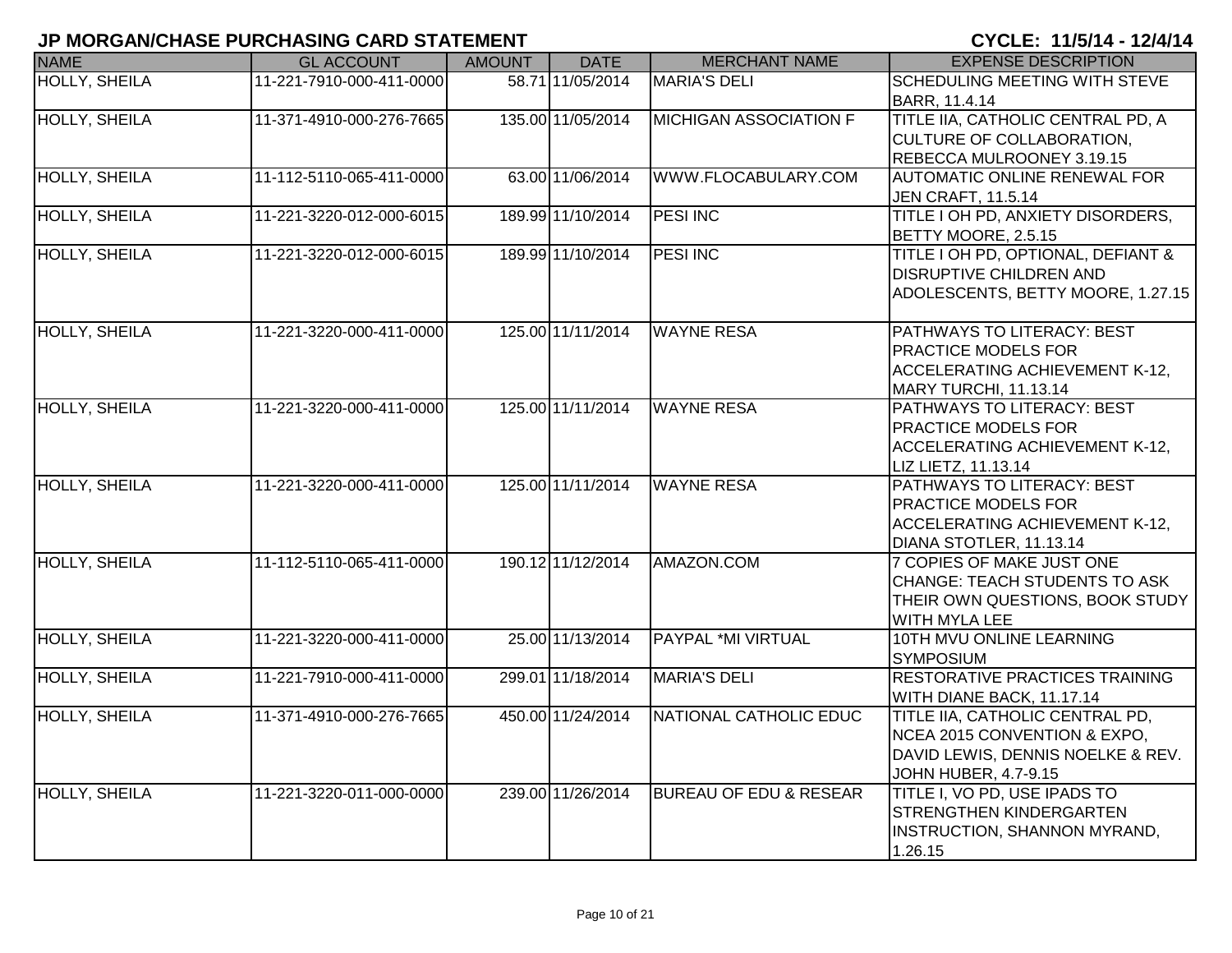# JP MORGAN/CHASE PURCHASING CARD STATEMENT

**CYCLE: 11/5/14 - 12/4/14**

| NAME | GL ACCOUNT | AMOUNT | DATE | MERCHANT NAME | EXPENSE DESCRIPTION |
|---|---|---|---|---|---|
| HOLLY, SHEILA | 11-221-7910-000-411-0000 | 58.71 | 11/05/2014 | MARIA'S DELI | SCHEDULING MEETING WITH STEVE BARR, 11.4.14 |
| HOLLY, SHEILA | 11-371-4910-000-276-7665 | 135.00 | 11/05/2014 | MICHIGAN ASSOCIATION F | TITLE IIA, CATHOLIC CENTRAL PD, A CULTURE OF COLLABORATION, REBECCA MULROONEY 3.19.15 |
| HOLLY, SHEILA | 11-112-5110-065-411-0000 | 63.00 | 11/06/2014 | WWW.FLOCABULARY.COM | AUTOMATIC ONLINE RENEWAL FOR JEN CRAFT, 11.5.14 |
| HOLLY, SHEILA | 11-221-3220-012-000-6015 | 189.99 | 11/10/2014 | PESI INC | TITLE I OH PD, ANXIETY DISORDERS, BETTY MOORE, 2.5.15 |
| HOLLY, SHEILA | 11-221-3220-012-000-6015 | 189.99 | 11/10/2014 | PESI INC | TITLE I OH PD, OPTIONAL, DEFIANT & DISRUPTIVE CHILDREN AND ADOLESCENTS, BETTY MOORE, 1.27.15 |
| HOLLY, SHEILA | 11-221-3220-000-411-0000 | 125.00 | 11/11/2014 | WAYNE RESA | PATHWAYS TO LITERACY: BEST PRACTICE MODELS FOR ACCELERATING ACHIEVEMENT K-12, MARY TURCHI, 11.13.14 |
| HOLLY, SHEILA | 11-221-3220-000-411-0000 | 125.00 | 11/11/2014 | WAYNE RESA | PATHWAYS TO LITERACY: BEST PRACTICE MODELS FOR ACCELERATING ACHIEVEMENT K-12, LIZ LIETZ, 11.13.14 |
| HOLLY, SHEILA | 11-221-3220-000-411-0000 | 125.00 | 11/11/2014 | WAYNE RESA | PATHWAYS TO LITERACY: BEST PRACTICE MODELS FOR ACCELERATING ACHIEVEMENT K-12, DIANA STOTLER, 11.13.14 |
| HOLLY, SHEILA | 11-112-5110-065-411-0000 | 190.12 | 11/12/2014 | AMAZON.COM | 7 COPIES OF MAKE JUST ONE CHANGE: TEACH STUDENTS TO ASK THEIR OWN QUESTIONS, BOOK STUDY WITH MYLA LEE |
| HOLLY, SHEILA | 11-221-3220-000-411-0000 | 25.00 | 11/13/2014 | PAYPAL *MI VIRTUAL | 10TH MVU ONLINE LEARNING SYMPOSIUM |
| HOLLY, SHEILA | 11-221-7910-000-411-0000 | 299.01 | 11/18/2014 | MARIA'S DELI | RESTORATIVE PRACTICES TRAINING WITH DIANE BACK, 11.17.14 |
| HOLLY, SHEILA | 11-371-4910-000-276-7665 | 450.00 | 11/24/2014 | NATIONAL CATHOLIC EDUC | TITLE IIA, CATHOLIC CENTRAL PD, NCEA 2015 CONVENTION & EXPO, DAVID LEWIS, DENNIS NOELKE & REV. JOHN HUBER, 4.7-9.15 |
| HOLLY, SHEILA | 11-221-3220-011-000-0000 | 239.00 | 11/26/2014 | BUREAU OF EDU & RESEAR | TITLE I, VO PD, USE IPADS TO STRENGTHEN KINDERGARTEN INSTRUCTION, SHANNON MYRAND, 1.26.15 |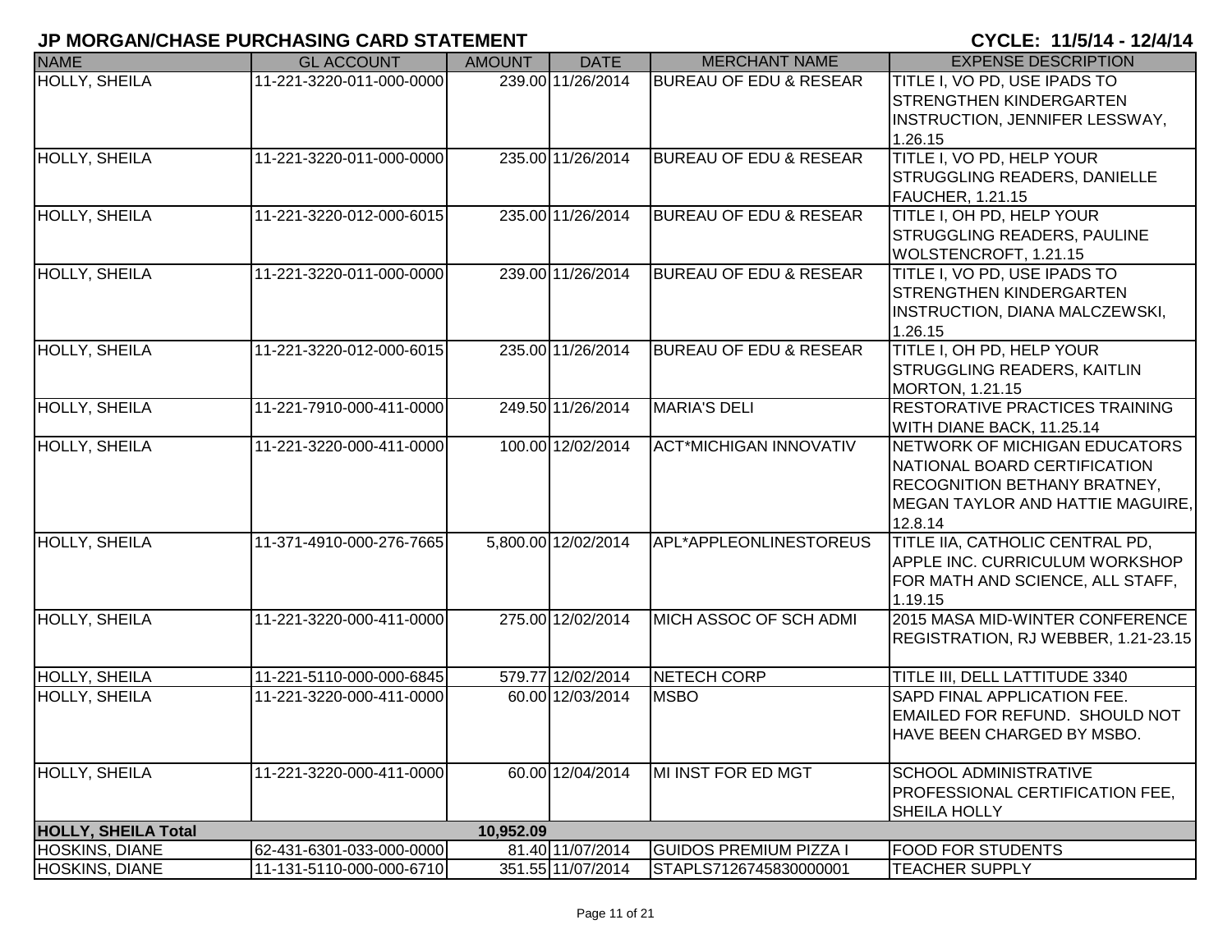## JP MORGAN/CHASE PURCHASING CARD STATEMENT

**CYCLE: 11/5/14 - 12/4/14**

| NAME | GL ACCOUNT | AMOUNT | DATE | MERCHANT NAME | EXPENSE DESCRIPTION |
|---|---|---|---|---|---|
| HOLLY, SHEILA | 11-221-3220-011-000-0000 | 239.00 | 11/26/2014 | BUREAU OF EDU & RESEAR | TITLE I, VO PD, USE IPADS TO STRENGTHEN KINDERGARTEN INSTRUCTION, JENNIFER LESSWAY, 1.26.15 |
| HOLLY, SHEILA | 11-221-3220-011-000-0000 | 235.00 | 11/26/2014 | BUREAU OF EDU & RESEAR | TITLE I, VO PD, HELP YOUR STRUGGLING READERS, DANIELLE FAUCHER, 1.21.15 |
| HOLLY, SHEILA | 11-221-3220-012-000-6015 | 235.00 | 11/26/2014 | BUREAU OF EDU & RESEAR | TITLE I, OH PD, HELP YOUR STRUGGLING READERS, PAULINE WOLSTENCROFT, 1.21.15 |
| HOLLY, SHEILA | 11-221-3220-011-000-0000 | 239.00 | 11/26/2014 | BUREAU OF EDU & RESEAR | TITLE I, VO PD, USE IPADS TO STRENGTHEN KINDERGARTEN INSTRUCTION, DIANA MALCZEWSKI, 1.26.15 |
| HOLLY, SHEILA | 11-221-3220-012-000-6015 | 235.00 | 11/26/2014 | BUREAU OF EDU & RESEAR | TITLE I, OH PD, HELP YOUR STRUGGLING READERS, KAITLIN MORTON, 1.21.15 |
| HOLLY, SHEILA | 11-221-7910-000-411-0000 | 249.50 | 11/26/2014 | MARIA'S DELI | RESTORATIVE PRACTICES TRAINING WITH DIANE BACK, 11.25.14 |
| HOLLY, SHEILA | 11-221-3220-000-411-0000 | 100.00 | 12/02/2014 | ACT*MICHIGAN INNOVATIV | NETWORK OF MICHIGAN EDUCATORS NATIONAL BOARD CERTIFICATION RECOGNITION BETHANY BRATNEY, MEGAN TAYLOR AND HATTIE MAGUIRE, 12.8.14 |
| HOLLY, SHEILA | 11-371-4910-000-276-7665 | 5,800.00 | 12/02/2014 | APL*APPLEONLINESTOREUS | TITLE IIA, CATHOLIC CENTRAL PD, APPLE INC. CURRICULUM WORKSHOP FOR MATH AND SCIENCE, ALL STAFF, 1.19.15 |
| HOLLY, SHEILA | 11-221-3220-000-411-0000 | 275.00 | 12/02/2014 | MICH ASSOC OF SCH ADMI | 2015 MASA MID-WINTER CONFERENCE REGISTRATION, RJ WEBBER, 1.21-23.15 |
| HOLLY, SHEILA | 11-221-5110-000-000-6845 | 579.77 | 12/02/2014 | NETECH CORP | TITLE III, DELL LATTITUDE 3340 |
| HOLLY, SHEILA | 11-221-3220-000-411-0000 | 60.00 | 12/03/2014 | MSBO | SAPD FINAL APPLICATION FEE. EMAILED FOR REFUND. SHOULD NOT HAVE BEEN CHARGED BY MSBO. |
| HOLLY, SHEILA | 11-221-3220-000-411-0000 | 60.00 | 12/04/2014 | MI INST FOR ED MGT | SCHOOL ADMINISTRATIVE PROFESSIONAL CERTIFICATION FEE, SHEILA HOLLY |
| **HOLLY, SHEILA Total** | | **10,952.09** | | | |
| HOSKINS, DIANE | 62-431-6301-033-000-0000 | 81.40 | 11/07/2014 | GUIDOS PREMIUM PIZZA I | FOOD FOR STUDENTS |
| HOSKINS, DIANE | 11-131-5110-000-000-6710 | 351.55 | 11/07/2014 | STAPLS7126745830000001 | TEACHER SUPPLY |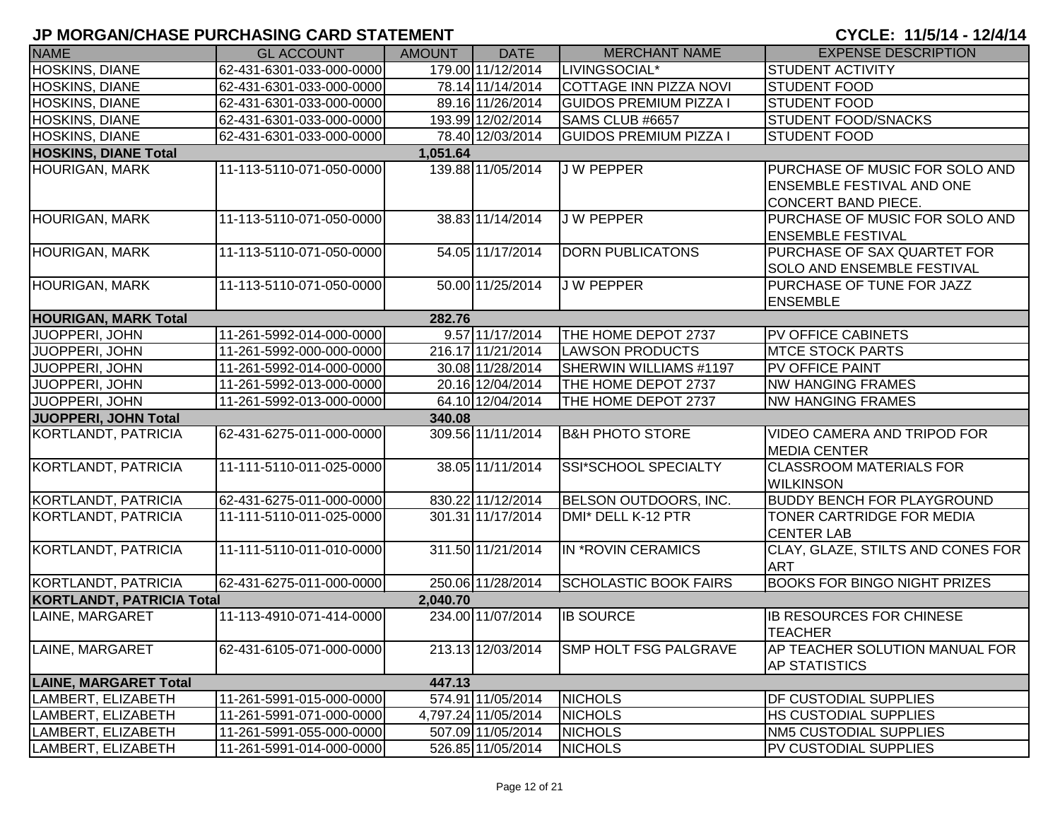# JP MORGAN/CHASE PURCHASING CARD STATEMENT

**CYCLE: 11/5/14 - 12/4/14**

| NAME | GL ACCOUNT | AMOUNT | DATE | MERCHANT NAME | EXPENSE DESCRIPTION |
|---|---|---|---|---|---|
| HOSKINS, DIANE | 62-431-6301-033-000-0000 | 179.00 | 11/12/2014 | LIVINGSOCIAL* | STUDENT ACTIVITY |
| HOSKINS, DIANE | 62-431-6301-033-000-0000 | 78.14 | 11/14/2014 | COTTAGE INN PIZZA NOVI | STUDENT FOOD |
| HOSKINS, DIANE | 62-431-6301-033-000-0000 | 89.16 | 11/26/2014 | GUIDOS PREMIUM PIZZA I | STUDENT FOOD |
| HOSKINS, DIANE | 62-431-6301-033-000-0000 | 193.99 | 12/02/2014 | SAMS CLUB #6657 | STUDENT FOOD/SNACKS |
| HOSKINS, DIANE | 62-431-6301-033-000-0000 | 78.40 | 12/03/2014 | GUIDOS PREMIUM PIZZA I | STUDENT FOOD |
| **HOSKINS, DIANE Total** | | **1,051.64** | | | |
| HOURIGAN, MARK | 11-113-5110-071-050-0000 | 139.88 | 11/05/2014 | J W PEPPER | PURCHASE OF MUSIC FOR SOLO AND ENSEMBLE FESTIVAL AND ONE CONCERT BAND PIECE. |
| HOURIGAN, MARK | 11-113-5110-071-050-0000 | 38.83 | 11/14/2014 | J W PEPPER | PURCHASE OF MUSIC FOR SOLO AND ENSEMBLE FESTIVAL |
| HOURIGAN, MARK | 11-113-5110-071-050-0000 | 54.05 | 11/17/2014 | DORN PUBLICATONS | PURCHASE OF SAX QUARTET FOR SOLO AND ENSEMBLE FESTIVAL |
| HOURIGAN, MARK | 11-113-5110-071-050-0000 | 50.00 | 11/25/2014 | J W PEPPER | PURCHASE OF TUNE FOR JAZZ ENSEMBLE |
| **HOURIGAN, MARK Total** | | **282.76** | | | |
| JUOPPERI, JOHN | 11-261-5992-014-000-0000 | 9.57 | 11/17/2014 | THE HOME DEPOT 2737 | PV OFFICE CABINETS |
| JUOPPERI, JOHN | 11-261-5992-000-000-0000 | 216.17 | 11/21/2014 | LAWSON PRODUCTS | MTCE STOCK PARTS |
| JUOPPERI, JOHN | 11-261-5992-014-000-0000 | 30.08 | 11/28/2014 | SHERWIN WILLIAMS #1197 | PV OFFICE PAINT |
| JUOPPERI, JOHN | 11-261-5992-013-000-0000 | 20.16 | 12/04/2014 | THE HOME DEPOT 2737 | NW HANGING FRAMES |
| JUOPPERI, JOHN | 11-261-5992-013-000-0000 | 64.10 | 12/04/2014 | THE HOME DEPOT 2737 | NW HANGING FRAMES |
| **JUOPPERI, JOHN Total** | | **340.08** | | | |
| KORTLANDT, PATRICIA | 62-431-6275-011-000-0000 | 309.56 | 11/11/2014 | B&H PHOTO STORE | VIDEO CAMERA AND TRIPOD FOR MEDIA CENTER |
| KORTLANDT, PATRICIA | 11-111-5110-011-025-0000 | 38.05 | 11/11/2014 | SSI*SCHOOL SPECIALTY | CLASSROOM MATERIALS FOR WILKINSON |
| KORTLANDT, PATRICIA | 62-431-6275-011-000-0000 | 830.22 | 11/12/2014 | BELSON OUTDOORS, INC. | BUDDY BENCH FOR PLAYGROUND |
| KORTLANDT, PATRICIA | 11-111-5110-011-025-0000 | 301.31 | 11/17/2014 | DMI* DELL K-12 PTR | TONER CARTRIDGE FOR MEDIA CENTER LAB |
| KORTLANDT, PATRICIA | 11-111-5110-011-010-0000 | 311.50 | 11/21/2014 | IN *ROVIN CERAMICS | CLAY, GLAZE, STILTS AND CONES FOR ART |
| KORTLANDT, PATRICIA | 62-431-6275-011-000-0000 | 250.06 | 11/28/2014 | SCHOLASTIC BOOK FAIRS | BOOKS FOR BINGO NIGHT PRIZES |
| **KORTLANDT, PATRICIA Total** | | **2,040.70** | | | |
| LAINE, MARGARET | 11-113-4910-071-414-0000 | 234.00 | 11/07/2014 | IB SOURCE | IB RESOURCES FOR CHINESE TEACHER |
| LAINE, MARGARET | 62-431-6105-071-000-0000 | 213.13 | 12/03/2014 | SMP HOLT FSG PALGRAVE | AP TEACHER SOLUTION MANUAL FOR AP STATISTICS |
| **LAINE, MARGARET Total** | | **447.13** | | | |
| LAMBERT, ELIZABETH | 11-261-5991-015-000-0000 | 574.91 | 11/05/2014 | NICHOLS | DF CUSTODIAL SUPPLIES |
| LAMBERT, ELIZABETH | 11-261-5991-071-000-0000 | 4,797.24 | 11/05/2014 | NICHOLS | HS CUSTODIAL SUPPLIES |
| LAMBERT, ELIZABETH | 11-261-5991-055-000-0000 | 507.09 | 11/05/2014 | NICHOLS | NM5 CUSTODIAL SUPPLIES |
| LAMBERT, ELIZABETH | 11-261-5991-014-000-0000 | 526.85 | 11/05/2014 | NICHOLS | PV CUSTODIAL SUPPLIES |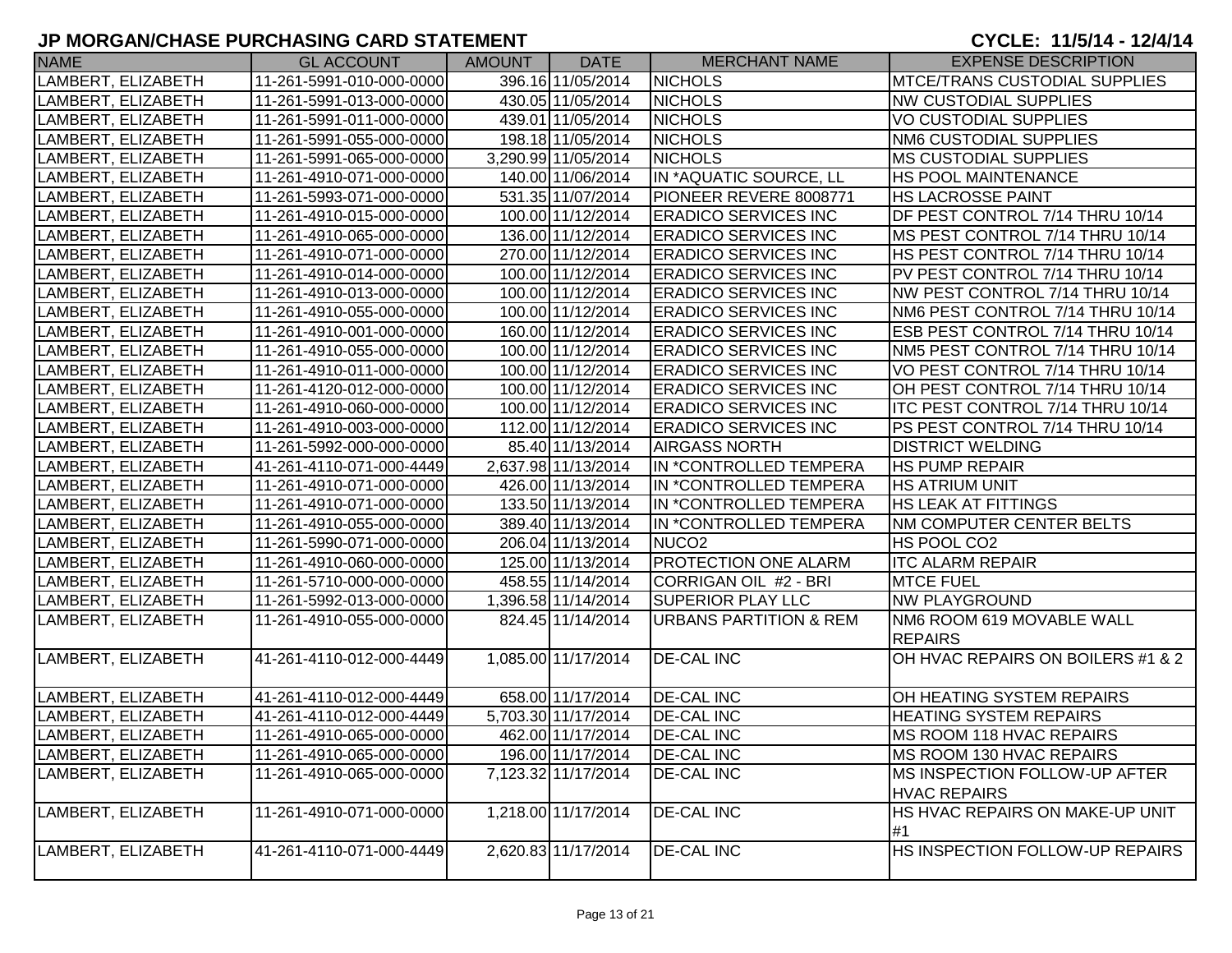## JP MORGAN/CHASE PURCHASING CARD STATEMENT

**CYCLE: 11/5/14 - 12/4/14**

| NAME | GL ACCOUNT | AMOUNT | DATE | MERCHANT NAME | EXPENSE DESCRIPTION |
|---|---|---|---|---|---|
| LAMBERT, ELIZABETH | 11-261-5991-010-000-0000 | 396.16 | 11/05/2014 | NICHOLS | MTCE/TRANS CUSTODIAL SUPPLIES |
| LAMBERT, ELIZABETH | 11-261-5991-013-000-0000 | 430.05 | 11/05/2014 | NICHOLS | NW CUSTODIAL SUPPLIES |
| LAMBERT, ELIZABETH | 11-261-5991-011-000-0000 | 439.01 | 11/05/2014 | NICHOLS | VO CUSTODIAL SUPPLIES |
| LAMBERT, ELIZABETH | 11-261-5991-055-000-0000 | 198.18 | 11/05/2014 | NICHOLS | NM6 CUSTODIAL SUPPLIES |
| LAMBERT, ELIZABETH | 11-261-5991-065-000-0000 | 3,290.99 | 11/05/2014 | NICHOLS | MS CUSTODIAL SUPPLIES |
| LAMBERT, ELIZABETH | 11-261-4910-071-000-0000 | 140.00 | 11/06/2014 | IN *AQUATIC SOURCE, LL | HS POOL MAINTENANCE |
| LAMBERT, ELIZABETH | 11-261-5993-071-000-0000 | 531.35 | 11/07/2014 | PIONEER REVERE 8008771 | HS LACROSSE PAINT |
| LAMBERT, ELIZABETH | 11-261-4910-015-000-0000 | 100.00 | 11/12/2014 | ERADICO SERVICES INC | DF PEST CONTROL 7/14 THRU 10/14 |
| LAMBERT, ELIZABETH | 11-261-4910-065-000-0000 | 136.00 | 11/12/2014 | ERADICO SERVICES INC | MS PEST CONTROL 7/14 THRU 10/14 |
| LAMBERT, ELIZABETH | 11-261-4910-071-000-0000 | 270.00 | 11/12/2014 | ERADICO SERVICES INC | HS PEST CONTROL 7/14 THRU 10/14 |
| LAMBERT, ELIZABETH | 11-261-4910-014-000-0000 | 100.00 | 11/12/2014 | ERADICO SERVICES INC | PV PEST CONTROL 7/14 THRU 10/14 |
| LAMBERT, ELIZABETH | 11-261-4910-013-000-0000 | 100.00 | 11/12/2014 | ERADICO SERVICES INC | NW PEST CONTROL 7/14 THRU 10/14 |
| LAMBERT, ELIZABETH | 11-261-4910-055-000-0000 | 100.00 | 11/12/2014 | ERADICO SERVICES INC | NM6 PEST CONTROL 7/14 THRU 10/14 |
| LAMBERT, ELIZABETH | 11-261-4910-001-000-0000 | 160.00 | 11/12/2014 | ERADICO SERVICES INC | ESB PEST CONTROL 7/14 THRU 10/14 |
| LAMBERT, ELIZABETH | 11-261-4910-055-000-0000 | 100.00 | 11/12/2014 | ERADICO SERVICES INC | NM5 PEST CONTROL 7/14 THRU 10/14 |
| LAMBERT, ELIZABETH | 11-261-4910-011-000-0000 | 100.00 | 11/12/2014 | ERADICO SERVICES INC | VO PEST CONTROL 7/14 THRU 10/14 |
| LAMBERT, ELIZABETH | 11-261-4120-012-000-0000 | 100.00 | 11/12/2014 | ERADICO SERVICES INC | OH PEST CONTROL 7/14 THRU 10/14 |
| LAMBERT, ELIZABETH | 11-261-4910-060-000-0000 | 100.00 | 11/12/2014 | ERADICO SERVICES INC | ITC PEST CONTROL 7/14 THRU 10/14 |
| LAMBERT, ELIZABETH | 11-261-4910-003-000-0000 | 112.00 | 11/12/2014 | ERADICO SERVICES INC | PS PEST CONTROL 7/14 THRU 10/14 |
| LAMBERT, ELIZABETH | 11-261-5992-000-000-0000 | 85.40 | 11/13/2014 | AIRGASS NORTH | DISTRICT WELDING |
| LAMBERT, ELIZABETH | 41-261-4110-071-000-4449 | 2,637.98 | 11/13/2014 | IN *CONTROLLED TEMPERA | HS PUMP REPAIR |
| LAMBERT, ELIZABETH | 11-261-4910-071-000-0000 | 426.00 | 11/13/2014 | IN *CONTROLLED TEMPERA | HS ATRIUM UNIT |
| LAMBERT, ELIZABETH | 11-261-4910-071-000-0000 | 133.50 | 11/13/2014 | IN *CONTROLLED TEMPERA | HS LEAK AT FITTINGS |
| LAMBERT, ELIZABETH | 11-261-4910-055-000-0000 | 389.40 | 11/13/2014 | IN *CONTROLLED TEMPERA | NM COMPUTER CENTER BELTS |
| LAMBERT, ELIZABETH | 11-261-5990-071-000-0000 | 206.04 | 11/13/2014 | NUCO2 | HS POOL CO2 |
| LAMBERT, ELIZABETH | 11-261-4910-060-000-0000 | 125.00 | 11/13/2014 | PROTECTION ONE ALARM | ITC ALARM REPAIR |
| LAMBERT, ELIZABETH | 11-261-5710-000-000-0000 | 458.55 | 11/14/2014 | CORRIGAN OIL #2 - BRI | MTCE FUEL |
| LAMBERT, ELIZABETH | 11-261-5992-013-000-0000 | 1,396.58 | 11/14/2014 | SUPERIOR PLAY LLC | NW PLAYGROUND |
| LAMBERT, ELIZABETH | 11-261-4910-055-000-0000 | 824.45 | 11/14/2014 | URBANS PARTITION & REM | NM6 ROOM 619 MOVABLE WALL REPAIRS |
| LAMBERT, ELIZABETH | 41-261-4110-012-000-4449 | 1,085.00 | 11/17/2014 | DE-CAL INC | OH HVAC REPAIRS ON BOILERS #1 & 2 |
| LAMBERT, ELIZABETH | 41-261-4110-012-000-4449 | 658.00 | 11/17/2014 | DE-CAL INC | OH HEATING SYSTEM REPAIRS |
| LAMBERT, ELIZABETH | 41-261-4110-012-000-4449 | 5,703.30 | 11/17/2014 | DE-CAL INC | HEATING SYSTEM REPAIRS |
| LAMBERT, ELIZABETH | 11-261-4910-065-000-0000 | 462.00 | 11/17/2014 | DE-CAL INC | MS ROOM 118 HVAC REPAIRS |
| LAMBERT, ELIZABETH | 11-261-4910-065-000-0000 | 196.00 | 11/17/2014 | DE-CAL INC | MS ROOM 130 HVAC REPAIRS |
| LAMBERT, ELIZABETH | 11-261-4910-065-000-0000 | 7,123.32 | 11/17/2014 | DE-CAL INC | MS INSPECTION FOLLOW-UP AFTER HVAC REPAIRS |
| LAMBERT, ELIZABETH | 11-261-4910-071-000-0000 | 1,218.00 | 11/17/2014 | DE-CAL INC | HS HVAC REPAIRS ON MAKE-UP UNIT #1 |
| LAMBERT, ELIZABETH | 41-261-4110-071-000-4449 | 2,620.83 | 11/17/2014 | DE-CAL INC | HS INSPECTION FOLLOW-UP REPAIRS |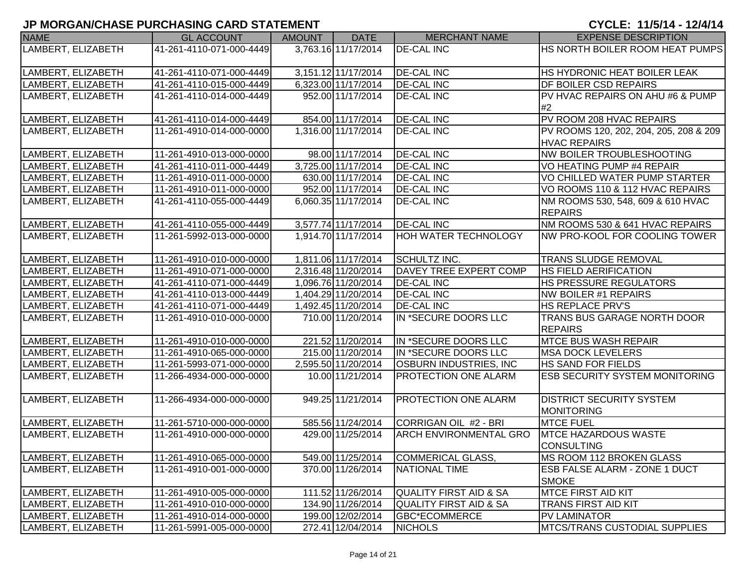# JP MORGAN/CHASE PURCHASING CARD STATEMENT

**CYCLE: 11/5/14 - 12/4/14**

| NAME | GL ACCOUNT | AMOUNT | DATE | MERCHANT NAME | EXPENSE DESCRIPTION |
|---|---|---|---|---|---|
| LAMBERT, ELIZABETH | 41-261-4110-071-000-4449 | 3,763.16 | 11/17/2014 | DE-CAL INC | HS NORTH BOILER ROOM HEAT PUMPS |
| LAMBERT, ELIZABETH | 41-261-4110-071-000-4449 | 3,151.12 | 11/17/2014 | DE-CAL INC | HS HYDRONIC HEAT BOILER LEAK |
| LAMBERT, ELIZABETH | 41-261-4110-015-000-4449 | 6,323.00 | 11/17/2014 | DE-CAL INC | DF BOILER CSD REPAIRS |
| LAMBERT, ELIZABETH | 41-261-4110-014-000-4449 | 952.00 | 11/17/2014 | DE-CAL INC | PV HVAC REPAIRS ON AHU #6 & PUMP #2 |
| LAMBERT, ELIZABETH | 41-261-4110-014-000-4449 | 854.00 | 11/17/2014 | DE-CAL INC | PV ROOM 208 HVAC REPAIRS |
| LAMBERT, ELIZABETH | 11-261-4910-014-000-0000 | 1,316.00 | 11/17/2014 | DE-CAL INC | PV ROOMS 120, 202, 204, 205, 208 & 209 HVAC REPAIRS |
| LAMBERT, ELIZABETH | 11-261-4910-013-000-0000 | 98.00 | 11/17/2014 | DE-CAL INC | NW BOILER TROUBLESHOOTING |
| LAMBERT, ELIZABETH | 41-261-4110-011-000-4449 | 3,725.00 | 11/17/2014 | DE-CAL INC | VO HEATING PUMP #4 REPAIR |
| LAMBERT, ELIZABETH | 11-261-4910-011-000-0000 | 630.00 | 11/17/2014 | DE-CAL INC | VO CHILLED WATER PUMP STARTER |
| LAMBERT, ELIZABETH | 11-261-4910-011-000-0000 | 952.00 | 11/17/2014 | DE-CAL INC | VO ROOMS 110 & 112 HVAC REPAIRS |
| LAMBERT, ELIZABETH | 41-261-4110-055-000-4449 | 6,060.35 | 11/17/2014 | DE-CAL INC | NM ROOMS 530, 548, 609 & 610 HVAC REPAIRS |
| LAMBERT, ELIZABETH | 41-261-4110-055-000-4449 | 3,577.74 | 11/17/2014 | DE-CAL INC | NM ROOMS 530 & 641 HVAC REPAIRS |
| LAMBERT, ELIZABETH | 11-261-5992-013-000-0000 | 1,914.70 | 11/17/2014 | HOH WATER TECHNOLOGY | NW PRO-KOOL FOR COOLING TOWER |
| LAMBERT, ELIZABETH | 11-261-4910-010-000-0000 | 1,811.06 | 11/17/2014 | SCHULTZ INC. | TRANS SLUDGE REMOVAL |
| LAMBERT, ELIZABETH | 11-261-4910-071-000-0000 | 2,316.48 | 11/20/2014 | DAVEY TREE EXPERT COMP | HS FIELD AERIFICATION |
| LAMBERT, ELIZABETH | 41-261-4110-071-000-4449 | 1,096.76 | 11/20/2014 | DE-CAL INC | HS PRESSURE REGULATORS |
| LAMBERT, ELIZABETH | 41-261-4110-013-000-4449 | 1,404.29 | 11/20/2014 | DE-CAL INC | NW BOILER #1 REPAIRS |
| LAMBERT, ELIZABETH | 41-261-4110-071-000-4449 | 1,492.45 | 11/20/2014 | DE-CAL INC | HS REPLACE PRV'S |
| LAMBERT, ELIZABETH | 11-261-4910-010-000-0000 | 710.00 | 11/20/2014 | IN *SECURE DOORS LLC | TRANS BUS GARAGE NORTH DOOR REPAIRS |
| LAMBERT, ELIZABETH | 11-261-4910-010-000-0000 | 221.52 | 11/20/2014 | IN *SECURE DOORS LLC | MTCE BUS WASH REPAIR |
| LAMBERT, ELIZABETH | 11-261-4910-065-000-0000 | 215.00 | 11/20/2014 | IN *SECURE DOORS LLC | MSA DOCK LEVELERS |
| LAMBERT, ELIZABETH | 11-261-5993-071-000-0000 | 2,595.50 | 11/20/2014 | OSBURN INDUSTRIES, INC | HS SAND FOR FIELDS |
| LAMBERT, ELIZABETH | 11-266-4934-000-000-0000 | 10.00 | 11/21/2014 | PROTECTION ONE ALARM | ESB SECURITY SYSTEM MONITORING |
| LAMBERT, ELIZABETH | 11-266-4934-000-000-0000 | 949.25 | 11/21/2014 | PROTECTION ONE ALARM | DISTRICT SECURITY SYSTEM MONITORING |
| LAMBERT, ELIZABETH | 11-261-5710-000-000-0000 | 585.56 | 11/24/2014 | CORRIGAN OIL #2 - BRI | MTCE FUEL |
| LAMBERT, ELIZABETH | 11-261-4910-000-000-0000 | 429.00 | 11/25/2014 | ARCH ENVIRONMENTAL GRO | MTCE HAZARDOUS WASTE CONSULTING |
| LAMBERT, ELIZABETH | 11-261-4910-065-000-0000 | 549.00 | 11/25/2014 | COMMERICAL GLASS, | MS ROOM 112 BROKEN GLASS |
| LAMBERT, ELIZABETH | 11-261-4910-001-000-0000 | 370.00 | 11/26/2014 | NATIONAL TIME | ESB FALSE ALARM - ZONE 1 DUCT SMOKE |
| LAMBERT, ELIZABETH | 11-261-4910-005-000-0000 | 111.52 | 11/26/2014 | QUALITY FIRST AID & SA | MTCE FIRST AID KIT |
| LAMBERT, ELIZABETH | 11-261-4910-010-000-0000 | 134.90 | 11/26/2014 | QUALITY FIRST AID & SA | TRANS FIRST AID KIT |
| LAMBERT, ELIZABETH | 11-261-4910-014-000-0000 | 199.00 | 12/02/2014 | GBC*ECOMMERCE | PV LAMINATOR |
| LAMBERT, ELIZABETH | 11-261-5991-005-000-0000 | 272.41 | 12/04/2014 | NICHOLS | MTCS/TRANS CUSTODIAL SUPPLIES |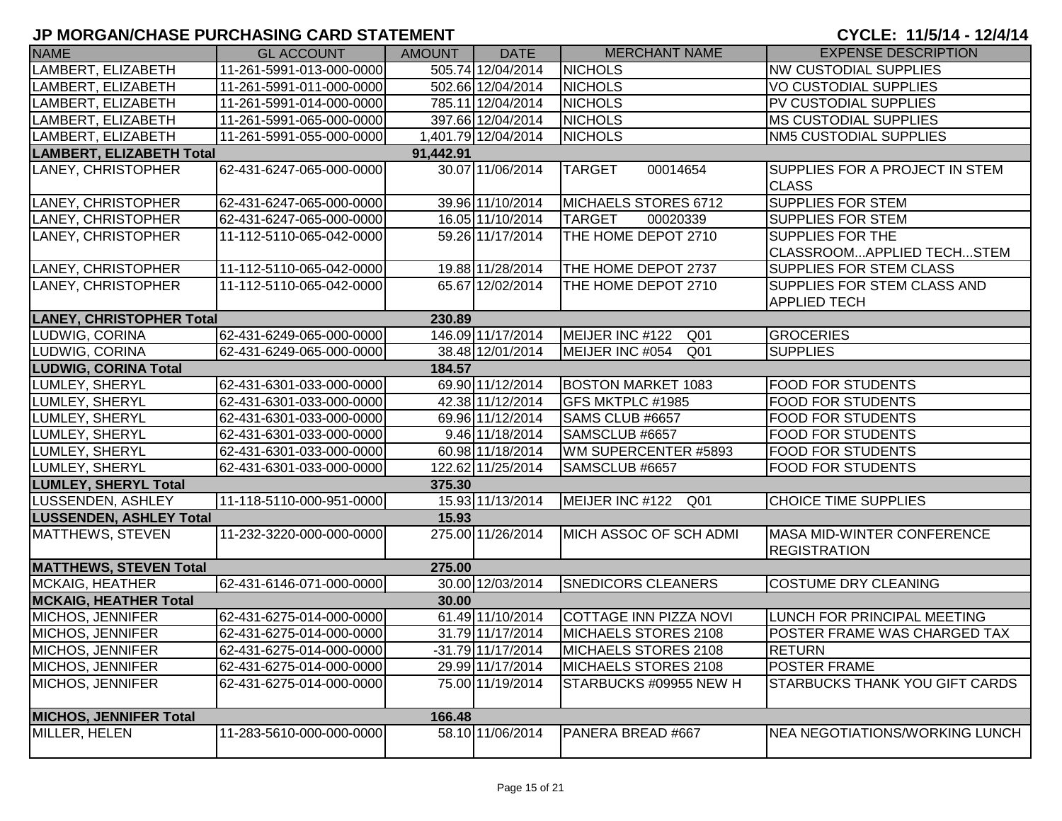# JP MORGAN/CHASE PURCHASING CARD STATEMENT

**CYCLE: 11/5/14 - 12/4/14**

| NAME | GL ACCOUNT | AMOUNT | DATE | MERCHANT NAME | EXPENSE DESCRIPTION |
|---|---|---|---|---|---|
| LAMBERT, ELIZABETH | 11-261-5991-013-000-0000 | 505.74 | 12/04/2014 | NICHOLS | NW CUSTODIAL SUPPLIES |
| LAMBERT, ELIZABETH | 11-261-5991-011-000-0000 | 502.66 | 12/04/2014 | NICHOLS | VO CUSTODIAL SUPPLIES |
| LAMBERT, ELIZABETH | 11-261-5991-014-000-0000 | 785.11 | 12/04/2014 | NICHOLS | PV CUSTODIAL SUPPLIES |
| LAMBERT, ELIZABETH | 11-261-5991-065-000-0000 | 397.66 | 12/04/2014 | NICHOLS | MS CUSTODIAL SUPPLIES |
| LAMBERT, ELIZABETH | 11-261-5991-055-000-0000 | 1,401.79 | 12/04/2014 | NICHOLS | NM5 CUSTODIAL SUPPLIES |
| **LAMBERT, ELIZABETH Total** | | **91,442.91** | | | |
| LANEY, CHRISTOPHER | 62-431-6247-065-000-0000 | 30.07 | 11/06/2014 | TARGET 00014654 | SUPPLIES FOR A PROJECT IN STEM CLASS |
| LANEY, CHRISTOPHER | 62-431-6247-065-000-0000 | 39.96 | 11/10/2014 | MICHAELS STORES 6712 | SUPPLIES FOR STEM |
| LANEY, CHRISTOPHER | 62-431-6247-065-000-0000 | 16.05 | 11/10/2014 | TARGET 00020339 | SUPPLIES FOR STEM |
| LANEY, CHRISTOPHER | 11-112-5110-065-042-0000 | 59.26 | 11/17/2014 | THE HOME DEPOT 2710 | SUPPLIES FOR THE CLASSROOM...APPLIED TECH...STEM |
| LANEY, CHRISTOPHER | 11-112-5110-065-042-0000 | 19.88 | 11/28/2014 | THE HOME DEPOT 2737 | SUPPLIES FOR STEM CLASS |
| LANEY, CHRISTOPHER | 11-112-5110-065-042-0000 | 65.67 | 12/02/2014 | THE HOME DEPOT 2710 | SUPPLIES FOR STEM CLASS AND APPLIED TECH |
| **LANEY, CHRISTOPHER Total** | | **230.89** | | | |
| LUDWIG, CORINA | 62-431-6249-065-000-0000 | 146.09 | 11/17/2014 | MEIJER INC #122 Q01 | GROCERIES |
| LUDWIG, CORINA | 62-431-6249-065-000-0000 | 38.48 | 12/01/2014 | MEIJER INC #054 Q01 | SUPPLIES |
| **LUDWIG, CORINA Total** | | **184.57** | | | |
| LUMLEY, SHERYL | 62-431-6301-033-000-0000 | 69.90 | 11/12/2014 | BOSTON MARKET 1083 | FOOD FOR STUDENTS |
| LUMLEY, SHERYL | 62-431-6301-033-000-0000 | 42.38 | 11/12/2014 | GFS MKTPLC #1985 | FOOD FOR STUDENTS |
| LUMLEY, SHERYL | 62-431-6301-033-000-0000 | 69.96 | 11/12/2014 | SAMS CLUB #6657 | FOOD FOR STUDENTS |
| LUMLEY, SHERYL | 62-431-6301-033-000-0000 | 9.46 | 11/18/2014 | SAMSCLUB #6657 | FOOD FOR STUDENTS |
| LUMLEY, SHERYL | 62-431-6301-033-000-0000 | 60.98 | 11/18/2014 | WM SUPERCENTER #5893 | FOOD FOR STUDENTS |
| LUMLEY, SHERYL | 62-431-6301-033-000-0000 | 122.62 | 11/25/2014 | SAMSCLUB #6657 | FOOD FOR STUDENTS |
| **LUMLEY, SHERYL Total** | | **375.30** | | | |
| LUSSENDEN, ASHLEY | 11-118-5110-000-951-0000 | 15.93 | 11/13/2014 | MEIJER INC #122 Q01 | CHOICE TIME SUPPLIES |
| **LUSSENDEN, ASHLEY Total** | | **15.93** | | | |
| MATTHEWS, STEVEN | 11-232-3220-000-000-0000 | 275.00 | 11/26/2014 | MICH ASSOC OF SCH ADMI | MASA MID-WINTER CONFERENCE REGISTRATION |
| **MATTHEWS, STEVEN Total** | | **275.00** | | | |
| MCKAIG, HEATHER | 62-431-6146-071-000-0000 | 30.00 | 12/03/2014 | SNEDICORS CLEANERS | COSTUME DRY CLEANING |
| **MCKAIG, HEATHER Total** | | **30.00** | | | |
| MICHOS, JENNIFER | 62-431-6275-014-000-0000 | 61.49 | 11/10/2014 | COTTAGE INN PIZZA NOVI | LUNCH FOR PRINCIPAL MEETING |
| MICHOS, JENNIFER | 62-431-6275-014-000-0000 | 31.79 | 11/17/2014 | MICHAELS STORES 2108 | POSTER FRAME WAS CHARGED TAX |
| MICHOS, JENNIFER | 62-431-6275-014-000-0000 | -31.79 | 11/17/2014 | MICHAELS STORES 2108 | RETURN |
| MICHOS, JENNIFER | 62-431-6275-014-000-0000 | 29.99 | 11/17/2014 | MICHAELS STORES 2108 | POSTER FRAME |
| MICHOS, JENNIFER | 62-431-6275-014-000-0000 | 75.00 | 11/19/2014 | STARBUCKS #09955 NEW H | STARBUCKS THANK YOU GIFT CARDS |
| **MICHOS, JENNIFER Total** | | **166.48** | | | |
| MILLER, HELEN | 11-283-5610-000-000-0000 | 58.10 | 11/06/2014 | PANERA BREAD #667 | NEA NEGOTIATIONS/WORKING LUNCH |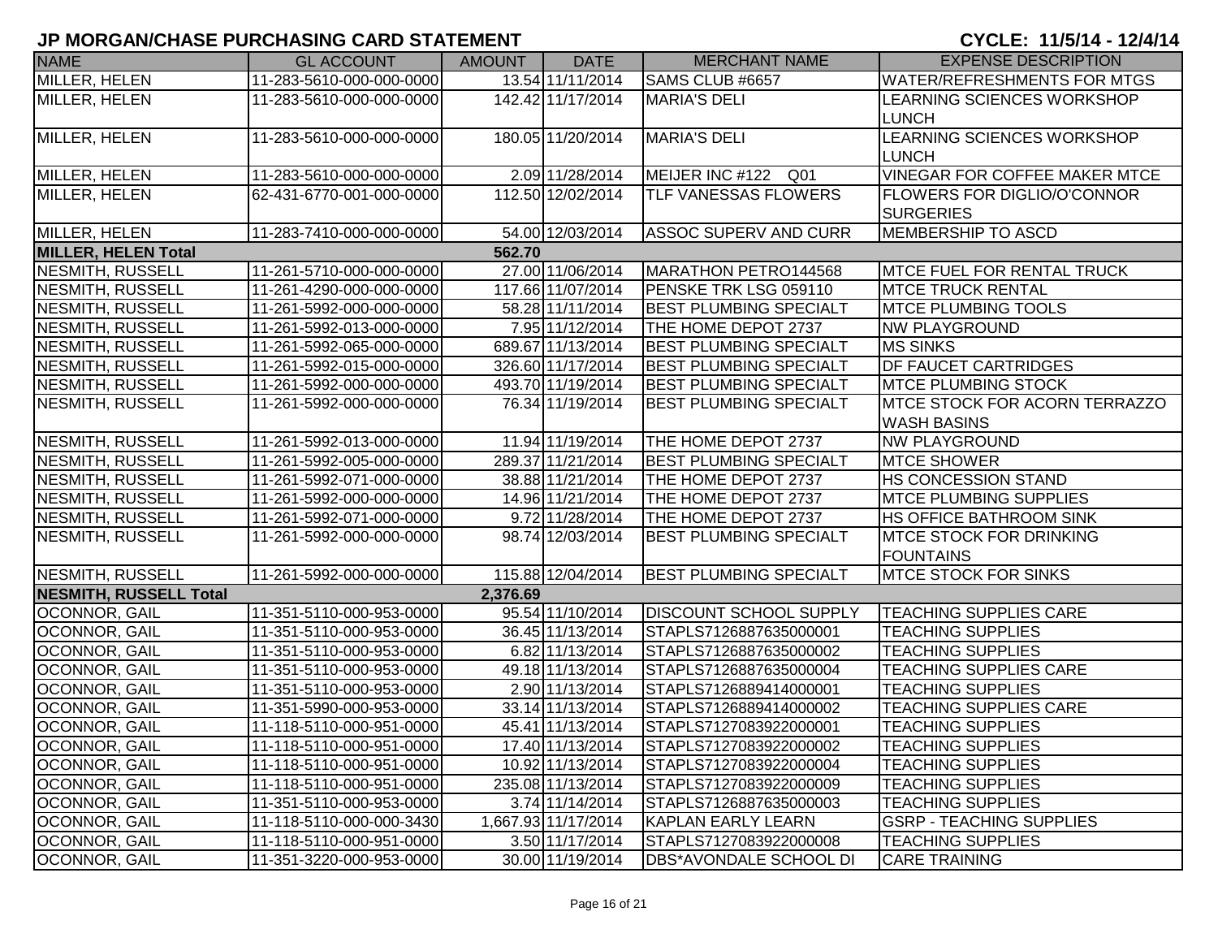## JP MORGAN/CHASE PURCHASING CARD STATEMENT

**CYCLE: 11/5/14 - 12/4/14**

| NAME | GL ACCOUNT | AMOUNT | DATE | MERCHANT NAME | EXPENSE DESCRIPTION |
|---|---|---|---|---|---|
| MILLER, HELEN | 11-283-5610-000-000-0000 | 13.54 | 11/11/2014 | SAMS CLUB #6657 | WATER/REFRESHMENTS FOR MTGS |
| MILLER, HELEN | 11-283-5610-000-000-0000 | 142.42 | 11/17/2014 | MARIA'S DELI | LEARNING SCIENCES WORKSHOP LUNCH |
| MILLER, HELEN | 11-283-5610-000-000-0000 | 180.05 | 11/20/2014 | MARIA'S DELI | LEARNING SCIENCES WORKSHOP LUNCH |
| MILLER, HELEN | 11-283-5610-000-000-0000 | 2.09 | 11/28/2014 | MEIJER INC #122 Q01 | VINEGAR FOR COFFEE MAKER MTCE |
| MILLER, HELEN | 62-431-6770-001-000-0000 | 112.50 | 12/02/2014 | TLF VANESSAS FLOWERS | FLOWERS FOR DIGLIO/O'CONNOR SURGERIES |
| MILLER, HELEN | 11-283-7410-000-000-0000 | 54.00 | 12/03/2014 | ASSOC SUPERV AND CURR | MEMBERSHIP TO ASCD |
| **MILLER, HELEN Total** | | **562.70** | | | |
| NESMITH, RUSSELL | 11-261-5710-000-000-0000 | 27.00 | 11/06/2014 | MARATHON PETRO144568 | MTCE FUEL FOR RENTAL TRUCK |
| NESMITH, RUSSELL | 11-261-4290-000-000-0000 | 117.66 | 11/07/2014 | PENSKE TRK LSG 059110 | MTCE TRUCK RENTAL |
| NESMITH, RUSSELL | 11-261-5992-000-000-0000 | 58.28 | 11/11/2014 | BEST PLUMBING SPECIALT | MTCE PLUMBING TOOLS |
| NESMITH, RUSSELL | 11-261-5992-013-000-0000 | 7.95 | 11/12/2014 | THE HOME DEPOT 2737 | NW PLAYGROUND |
| NESMITH, RUSSELL | 11-261-5992-065-000-0000 | 689.67 | 11/13/2014 | BEST PLUMBING SPECIALT | MS SINKS |
| NESMITH, RUSSELL | 11-261-5992-015-000-0000 | 326.60 | 11/17/2014 | BEST PLUMBING SPECIALT | DF FAUCET CARTRIDGES |
| NESMITH, RUSSELL | 11-261-5992-000-000-0000 | 493.70 | 11/19/2014 | BEST PLUMBING SPECIALT | MTCE PLUMBING STOCK |
| NESMITH, RUSSELL | 11-261-5992-000-000-0000 | 76.34 | 11/19/2014 | BEST PLUMBING SPECIALT | MTCE STOCK FOR ACORN TERRAZZO WASH BASINS |
| NESMITH, RUSSELL | 11-261-5992-013-000-0000 | 11.94 | 11/19/2014 | THE HOME DEPOT 2737 | NW PLAYGROUND |
| NESMITH, RUSSELL | 11-261-5992-005-000-0000 | 289.37 | 11/21/2014 | BEST PLUMBING SPECIALT | MTCE SHOWER |
| NESMITH, RUSSELL | 11-261-5992-071-000-0000 | 38.88 | 11/21/2014 | THE HOME DEPOT 2737 | HS CONCESSION STAND |
| NESMITH, RUSSELL | 11-261-5992-000-000-0000 | 14.96 | 11/21/2014 | THE HOME DEPOT 2737 | MTCE PLUMBING SUPPLIES |
| NESMITH, RUSSELL | 11-261-5992-071-000-0000 | 9.72 | 11/28/2014 | THE HOME DEPOT 2737 | HS OFFICE BATHROOM SINK |
| NESMITH, RUSSELL | 11-261-5992-000-000-0000 | 98.74 | 12/03/2014 | BEST PLUMBING SPECIALT | MTCE STOCK FOR DRINKING FOUNTAINS |
| NESMITH, RUSSELL | 11-261-5992-000-000-0000 | 115.88 | 12/04/2014 | BEST PLUMBING SPECIALT | MTCE STOCK FOR SINKS |
| **NESMITH, RUSSELL Total** | | **2,376.69** | | | |
| OCONNOR, GAIL | 11-351-5110-000-953-0000 | 95.54 | 11/10/2014 | DISCOUNT SCHOOL SUPPLY | TEACHING SUPPLIES CARE |
| OCONNOR, GAIL | 11-351-5110-000-953-0000 | 36.45 | 11/13/2014 | STAPLS7126887635000001 | TEACHING SUPPLIES |
| OCONNOR, GAIL | 11-351-5110-000-953-0000 | 6.82 | 11/13/2014 | STAPLS7126887635000002 | TEACHING SUPPLIES |
| OCONNOR, GAIL | 11-351-5110-000-953-0000 | 49.18 | 11/13/2014 | STAPLS7126887635000004 | TEACHING SUPPLIES CARE |
| OCONNOR, GAIL | 11-351-5110-000-953-0000 | 2.90 | 11/13/2014 | STAPLS7126889414000001 | TEACHING SUPPLIES |
| OCONNOR, GAIL | 11-351-5990-000-953-0000 | 33.14 | 11/13/2014 | STAPLS7126889414000002 | TEACHING SUPPLIES CARE |
| OCONNOR, GAIL | 11-118-5110-000-951-0000 | 45.41 | 11/13/2014 | STAPLS7127083922000001 | TEACHING SUPPLIES |
| OCONNOR, GAIL | 11-118-5110-000-951-0000 | 17.40 | 11/13/2014 | STAPLS7127083922000002 | TEACHING SUPPLIES |
| OCONNOR, GAIL | 11-118-5110-000-951-0000 | 10.92 | 11/13/2014 | STAPLS7127083922000004 | TEACHING SUPPLIES |
| OCONNOR, GAIL | 11-118-5110-000-951-0000 | 235.08 | 11/13/2014 | STAPLS7127083922000009 | TEACHING SUPPLIES |
| OCONNOR, GAIL | 11-351-5110-000-953-0000 | 3.74 | 11/14/2014 | STAPLS7126887635000003 | TEACHING SUPPLIES |
| OCONNOR, GAIL | 11-118-5110-000-000-3430 | 1,667.93 | 11/17/2014 | KAPLAN EARLY LEARN | GSRP - TEACHING SUPPLIES |
| OCONNOR, GAIL | 11-118-5110-000-951-0000 | 3.50 | 11/17/2014 | STAPLS7127083922000008 | TEACHING SUPPLIES |
| OCONNOR, GAIL | 11-351-3220-000-953-0000 | 30.00 | 11/19/2014 | DBS*AVONDALE SCHOOL DI | CARE TRAINING |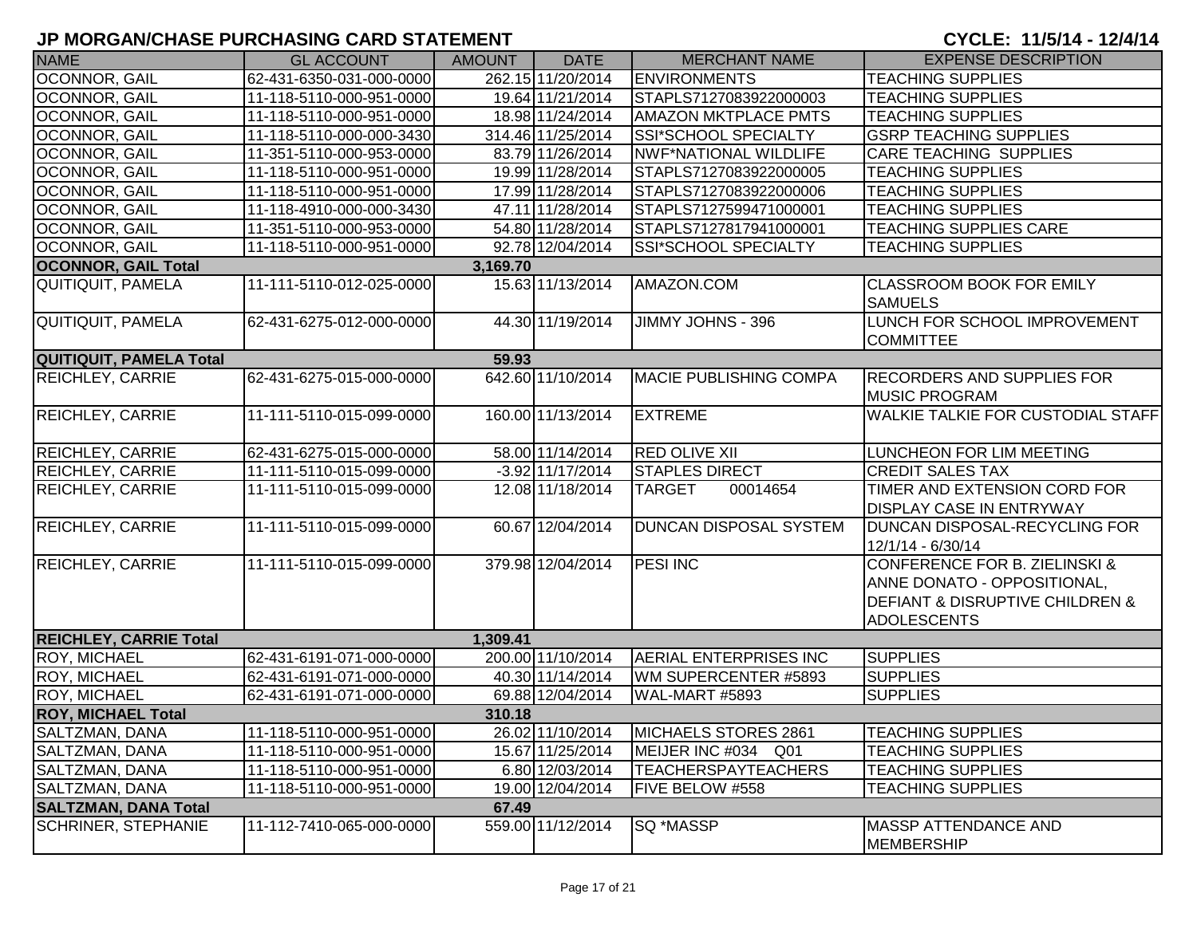# JP MORGAN/CHASE PURCHASING CARD STATEMENT

**CYCLE: 11/5/14 - 12/4/14**

| NAME | GL ACCOUNT | AMOUNT | DATE | MERCHANT NAME | EXPENSE DESCRIPTION |
|---|---|---|---|---|---|
| OCONNOR, GAIL | 62-431-6350-031-000-0000 | 262.15 | 11/20/2014 | ENVIRONMENTS | TEACHING SUPPLIES |
| OCONNOR, GAIL | 11-118-5110-000-951-0000 | 19.64 | 11/21/2014 | STAPLS7127083922000003 | TEACHING SUPPLIES |
| OCONNOR, GAIL | 11-118-5110-000-951-0000 | 18.98 | 11/24/2014 | AMAZON MKTPLACE PMTS | TEACHING SUPPLIES |
| OCONNOR, GAIL | 11-118-5110-000-000-3430 | 314.46 | 11/25/2014 | SSI*SCHOOL SPECIALTY | GSRP TEACHING SUPPLIES |
| OCONNOR, GAIL | 11-351-5110-000-953-0000 | 83.79 | 11/26/2014 | NWF*NATIONAL WILDLIFE | CARE TEACHING SUPPLIES |
| OCONNOR, GAIL | 11-118-5110-000-951-0000 | 19.99 | 11/28/2014 | STAPLS7127083922000005 | TEACHING SUPPLIES |
| OCONNOR, GAIL | 11-118-5110-000-951-0000 | 17.99 | 11/28/2014 | STAPLS7127083922000006 | TEACHING SUPPLIES |
| OCONNOR, GAIL | 11-118-4910-000-000-3430 | 47.11 | 11/28/2014 | STAPLS7127599471000001 | TEACHING SUPPLIES |
| OCONNOR, GAIL | 11-351-5110-000-953-0000 | 54.80 | 11/28/2014 | STAPLS7127817941000001 | TEACHING SUPPLIES CARE |
| OCONNOR, GAIL | 11-118-5110-000-951-0000 | 92.78 | 12/04/2014 | SSI*SCHOOL SPECIALTY | TEACHING SUPPLIES |
| **OCONNOR, GAIL Total** | | **3,169.70** | | | |
| QUITIQUIT, PAMELA | 11-111-5110-012-025-0000 | 15.63 | 11/13/2014 | AMAZON.COM | CLASSROOM BOOK FOR EMILY SAMUELS |
| QUITIQUIT, PAMELA | 62-431-6275-012-000-0000 | 44.30 | 11/19/2014 | JIMMY JOHNS - 396 | LUNCH FOR SCHOOL IMPROVEMENT COMMITTEE |
| **QUITIQUIT, PAMELA Total** | | **59.93** | | | |
| REICHLEY, CARRIE | 62-431-6275-015-000-0000 | 642.60 | 11/10/2014 | MACIE PUBLISHING COMPA | RECORDERS AND SUPPLIES FOR MUSIC PROGRAM |
| REICHLEY, CARRIE | 11-111-5110-015-099-0000 | 160.00 | 11/13/2014 | EXTREME | WALKIE TALKIE FOR CUSTODIAL STAFF |
| REICHLEY, CARRIE | 62-431-6275-015-000-0000 | 58.00 | 11/14/2014 | RED OLIVE XII | LUNCHEON FOR LIM MEETING |
| REICHLEY, CARRIE | 11-111-5110-015-099-0000 | -3.92 | 11/17/2014 | STAPLES DIRECT | CREDIT SALES TAX |
| REICHLEY, CARRIE | 11-111-5110-015-099-0000 | 12.08 | 11/18/2014 | TARGET 00014654 | TIMER AND EXTENSION CORD FOR DISPLAY CASE IN ENTRYWAY |
| REICHLEY, CARRIE | 11-111-5110-015-099-0000 | 60.67 | 12/04/2014 | DUNCAN DISPOSAL SYSTEM | DUNCAN DISPOSAL-RECYCLING FOR 12/1/14 - 6/30/14 |
| REICHLEY, CARRIE | 11-111-5110-015-099-0000 | 379.98 | 12/04/2014 | PESI INC | CONFERENCE FOR B. ZIELINSKI & ANNE DONATO - OPPOSITIONAL, DEFIANT & DISRUPTIVE CHILDREN & ADOLESCENTS |
| **REICHLEY, CARRIE Total** | | **1,309.41** | | | |
| ROY, MICHAEL | 62-431-6191-071-000-0000 | 200.00 | 11/10/2014 | AERIAL ENTERPRISES INC | SUPPLIES |
| ROY, MICHAEL | 62-431-6191-071-000-0000 | 40.30 | 11/14/2014 | WM SUPERCENTER #5893 | SUPPLIES |
| ROY, MICHAEL | 62-431-6191-071-000-0000 | 69.88 | 12/04/2014 | WAL-MART #5893 | SUPPLIES |
| **ROY, MICHAEL Total** | | **310.18** | | | |
| SALTZMAN, DANA | 11-118-5110-000-951-0000 | 26.02 | 11/10/2014 | MICHAELS STORES 2861 | TEACHING SUPPLIES |
| SALTZMAN, DANA | 11-118-5110-000-951-0000 | 15.67 | 11/25/2014 | MEIJER INC #034 Q01 | TEACHING SUPPLIES |
| SALTZMAN, DANA | 11-118-5110-000-951-0000 | 6.80 | 12/03/2014 | TEACHERSPAYTEACHERS | TEACHING SUPPLIES |
| SALTZMAN, DANA | 11-118-5110-000-951-0000 | 19.00 | 12/04/2014 | FIVE BELOW #558 | TEACHING SUPPLIES |
| **SALTZMAN, DANA Total** | | **67.49** | | | |
| SCHRINER, STEPHANIE | 11-112-7410-065-000-0000 | 559.00 | 11/12/2014 | SQ *MASSP | MASSP ATTENDANCE AND MEMBERSHIP |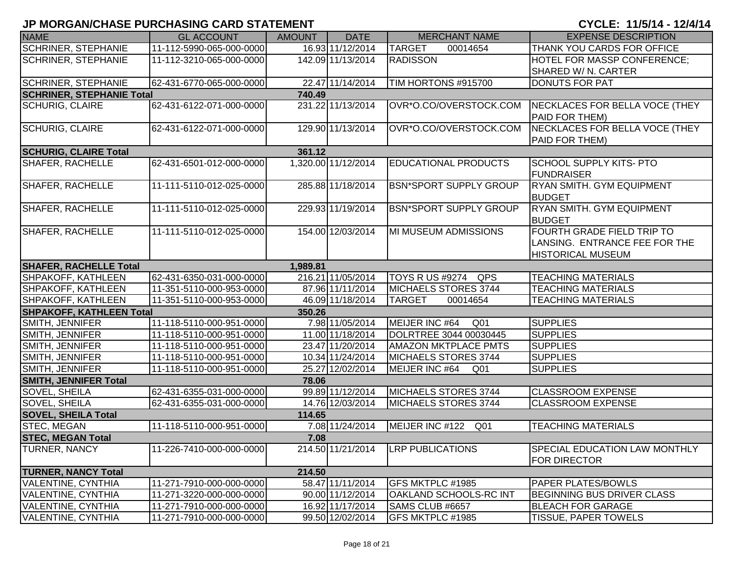# JP MORGAN/CHASE PURCHASING CARD STATEMENT

**CYCLE: 11/5/14 - 12/4/14**

| NAME | GL ACCOUNT | AMOUNT | DATE | MERCHANT NAME | EXPENSE DESCRIPTION |
|---|---|---|---|---|---|
| SCHRINER, STEPHANIE | 11-112-5990-065-000-0000 | 16.93 | 11/12/2014 | TARGET 00014654 | THANK YOU CARDS FOR OFFICE |
| SCHRINER, STEPHANIE | 11-112-3210-065-000-0000 | 142.09 | 11/13/2014 | RADISSON | HOTEL FOR MASSP CONFERENCE; SHARED W/ N. CARTER |
| SCHRINER, STEPHANIE | 62-431-6770-065-000-0000 | 22.47 | 11/14/2014 | TIM HORTONS #915700 | DONUTS FOR PAT |
| **SCHRINER, STEPHANIE Total** | | **740.49** | | | |
| SCHURIG, CLAIRE | 62-431-6122-071-000-0000 | 231.22 | 11/13/2014 | OVR*O.CO/OVERSTOCK.COM | NECKLACES FOR BELLA VOCE (THEY PAID FOR THEM) |
| SCHURIG, CLAIRE | 62-431-6122-071-000-0000 | 129.90 | 11/13/2014 | OVR*O.CO/OVERSTOCK.COM | NECKLACES FOR BELLA VOCE (THEY PAID FOR THEM) |
| **SCHURIG, CLAIRE Total** | | **361.12** | | | |
| SHAFER, RACHELLE | 62-431-6501-012-000-0000 | 1,320.00 | 11/12/2014 | EDUCATIONAL PRODUCTS | SCHOOL SUPPLY KITS- PTO FUNDRAISER |
| SHAFER, RACHELLE | 11-111-5110-012-025-0000 | 285.88 | 11/18/2014 | BSN*SPORT SUPPLY GROUP | RYAN SMITH. GYM EQUIPMENT BUDGET |
| SHAFER, RACHELLE | 11-111-5110-012-025-0000 | 229.93 | 11/19/2014 | BSN*SPORT SUPPLY GROUP | RYAN SMITH. GYM EQUIPMENT BUDGET |
| SHAFER, RACHELLE | 11-111-5110-012-025-0000 | 154.00 | 12/03/2014 | MI MUSEUM ADMISSIONS | FOURTH GRADE FIELD TRIP TO LANSING. ENTRANCE FEE FOR THE HISTORICAL MUSEUM |
| **SHAFER, RACHELLE Total** | | **1,989.81** | | | |
| SHPAKOFF, KATHLEEN | 62-431-6350-031-000-0000 | 216.21 | 11/05/2014 | TOYS R US #9274 QPS | TEACHING MATERIALS |
| SHPAKOFF, KATHLEEN | 11-351-5110-000-953-0000 | 87.96 | 11/11/2014 | MICHAELS STORES 3744 | TEACHING MATERIALS |
| SHPAKOFF, KATHLEEN | 11-351-5110-000-953-0000 | 46.09 | 11/18/2014 | TARGET 00014654 | TEACHING MATERIALS |
| **SHPAKOFF, KATHLEEN Total** | | **350.26** | | | |
| SMITH, JENNIFER | 11-118-5110-000-951-0000 | 7.98 | 11/05/2014 | MEIJER INC #64 Q01 | SUPPLIES |
| SMITH, JENNIFER | 11-118-5110-000-951-0000 | 11.00 | 11/18/2014 | DOLRTREE 3044 00030445 | SUPPLIES |
| SMITH, JENNIFER | 11-118-5110-000-951-0000 | 23.47 | 11/20/2014 | AMAZON MKTPLACE PMTS | SUPPLIES |
| SMITH, JENNIFER | 11-118-5110-000-951-0000 | 10.34 | 11/24/2014 | MICHAELS STORES 3744 | SUPPLIES |
| SMITH, JENNIFER | 11-118-5110-000-951-0000 | 25.27 | 12/02/2014 | MEIJER INC #64 Q01 | SUPPLIES |
| **SMITH, JENNIFER Total** | | **78.06** | | | |
| SOVEL, SHEILA | 62-431-6355-031-000-0000 | 99.89 | 11/12/2014 | MICHAELS STORES 3744 | CLASSROOM EXPENSE |
| SOVEL, SHEILA | 62-431-6355-031-000-0000 | 14.76 | 12/03/2014 | MICHAELS STORES 3744 | CLASSROOM EXPENSE |
| **SOVEL, SHEILA Total** | | **114.65** | | | |
| STEC, MEGAN | 11-118-5110-000-951-0000 | 7.08 | 11/24/2014 | MEIJER INC #122 Q01 | TEACHING MATERIALS |
| **STEC, MEGAN Total** | | **7.08** | | | |
| TURNER, NANCY | 11-226-7410-000-000-0000 | 214.50 | 11/21/2014 | LRP PUBLICATIONS | SPECIAL EDUCATION LAW MONTHLY FOR DIRECTOR |
| **TURNER, NANCY Total** | | **214.50** | | | |
| VALENTINE, CYNTHIA | 11-271-7910-000-000-0000 | 58.47 | 11/11/2014 | GFS MKTPLC #1985 | PAPER PLATES/BOWLS |
| VALENTINE, CYNTHIA | 11-271-3220-000-000-0000 | 90.00 | 11/12/2014 | OAKLAND SCHOOLS-RC INT | BEGINNING BUS DRIVER CLASS |
| VALENTINE, CYNTHIA | 11-271-7910-000-000-0000 | 16.92 | 11/17/2014 | SAMS CLUB #6657 | BLEACH FOR GARAGE |
| VALENTINE, CYNTHIA | 11-271-7910-000-000-0000 | 99.50 | 12/02/2014 | GFS MKTPLC #1985 | TISSUE, PAPER TOWELS |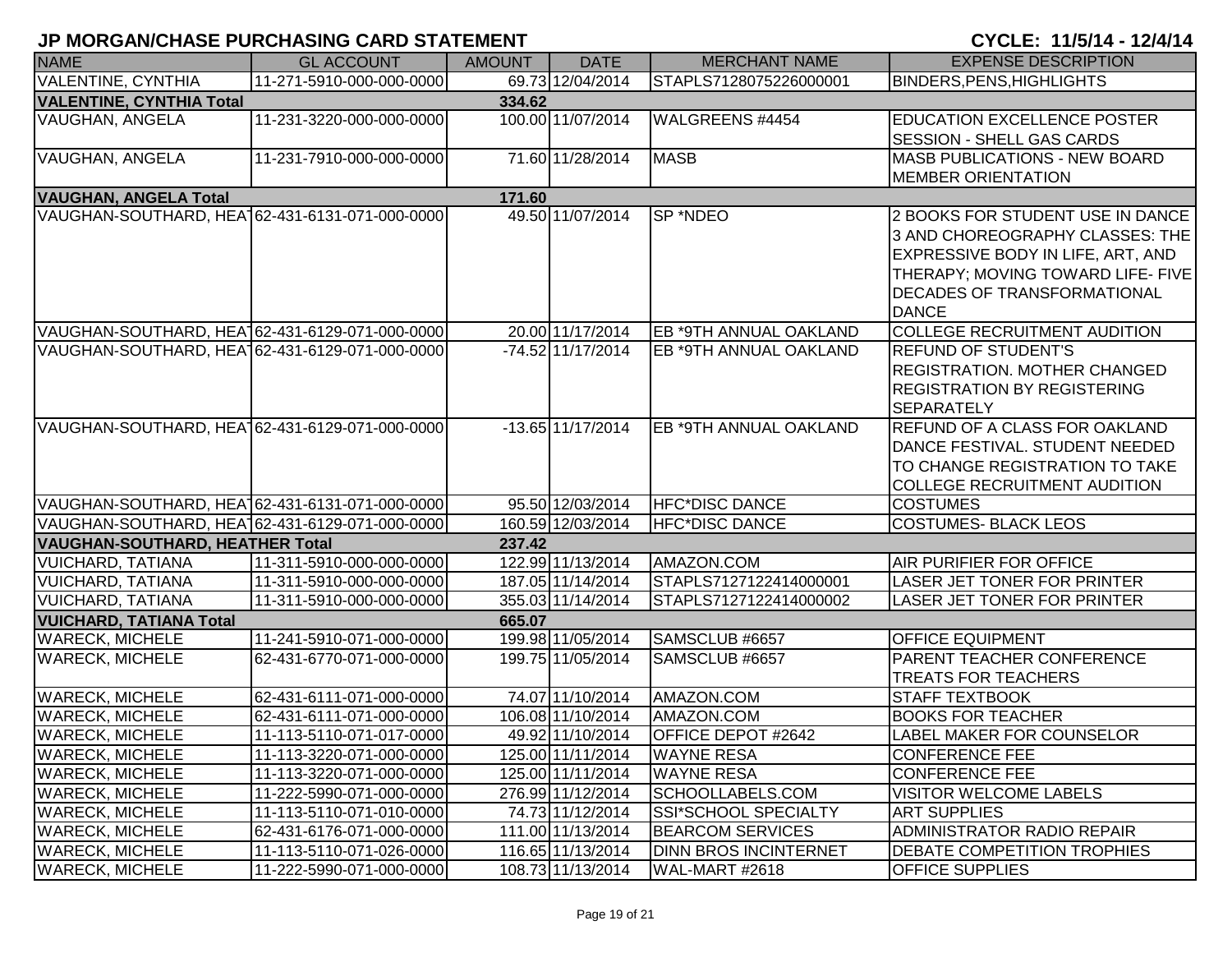## JP MORGAN/CHASE PURCHASING CARD STATEMENT

**CYCLE: 11/5/14 - 12/4/14**

| NAME | GL ACCOUNT | AMOUNT | DATE | MERCHANT NAME | EXPENSE DESCRIPTION |
|---|---|---|---|---|---|
| VALENTINE, CYNTHIA | 11-271-5910-000-000-0000 | 69.73 | 12/04/2014 | STAPLS7128075226000001 | BINDERS,PENS,HIGHLIGHTS |
| **VALENTINE, CYNTHIA Total** | | **334.62** | | | |
| VAUGHAN, ANGELA | 11-231-3220-000-000-0000 | 100.00 | 11/07/2014 | WALGREENS #4454 | EDUCATION EXCELLENCE POSTER SESSION - SHELL GAS CARDS |
| VAUGHAN, ANGELA | 11-231-7910-000-000-0000 | 71.60 | 11/28/2014 | MASB | MASB PUBLICATIONS - NEW BOARD MEMBER ORIENTATION |
| **VAUGHAN, ANGELA Total** | | **171.60** | | | |
| VAUGHAN-SOUTHARD, HEAT | 62-431-6131-071-000-0000 | 49.50 | 11/07/2014 | SP *NDEO | 2 BOOKS FOR STUDENT USE IN DANCE 3 AND CHOREOGRAPHY CLASSES: THE EXPRESSIVE BODY IN LIFE, ART, AND THERAPY; MOVING TOWARD LIFE- FIVE DECADES OF TRANSFORMATIONAL DANCE |
| VAUGHAN-SOUTHARD, HEAT | 62-431-6129-071-000-0000 | 20.00 | 11/17/2014 | EB *9TH ANNUAL OAKLAND | COLLEGE RECRUITMENT AUDITION |
| VAUGHAN-SOUTHARD, HEAT | 62-431-6129-071-000-0000 | -74.52 | 11/17/2014 | EB *9TH ANNUAL OAKLAND | REFUND OF STUDENT'S REGISTRATION. MOTHER CHANGED REGISTRATION BY REGISTERING SEPARATELY |
| VAUGHAN-SOUTHARD, HEAT | 62-431-6129-071-000-0000 | -13.65 | 11/17/2014 | EB *9TH ANNUAL OAKLAND | REFUND OF A CLASS FOR OAKLAND DANCE FESTIVAL. STUDENT NEEDED TO CHANGE REGISTRATION TO TAKE COLLEGE RECRUITMENT AUDITION |
| VAUGHAN-SOUTHARD, HEAT | 62-431-6131-071-000-0000 | 95.50 | 12/03/2014 | HFC*DISC DANCE | COSTUMES |
| VAUGHAN-SOUTHARD, HEAT | 62-431-6129-071-000-0000 | 160.59 | 12/03/2014 | HFC*DISC DANCE | COSTUMES- BLACK LEOS |
| **VAUGHAN-SOUTHARD, HEATHER Total** | | **237.42** | | | |
| VUICHARD, TATIANA | 11-311-5910-000-000-0000 | 122.99 | 11/13/2014 | AMAZON.COM | AIR PURIFIER FOR OFFICE |
| VUICHARD, TATIANA | 11-311-5910-000-000-0000 | 187.05 | 11/14/2014 | STAPLS7127122414000001 | LASER JET TONER FOR PRINTER |
| VUICHARD, TATIANA | 11-311-5910-000-000-0000 | 355.03 | 11/14/2014 | STAPLS7127122414000002 | LASER JET TONER FOR PRINTER |
| **VUICHARD, TATIANA Total** | | **665.07** | | | |
| WARECK, MICHELE | 11-241-5910-071-000-0000 | 199.98 | 11/05/2014 | SAMSCLUB #6657 | OFFICE EQUIPMENT |
| WARECK, MICHELE | 62-431-6770-071-000-0000 | 199.75 | 11/05/2014 | SAMSCLUB #6657 | PARENT TEACHER CONFERENCE TREATS FOR TEACHERS |
| WARECK, MICHELE | 62-431-6111-071-000-0000 | 74.07 | 11/10/2014 | AMAZON.COM | STAFF TEXTBOOK |
| WARECK, MICHELE | 62-431-6111-071-000-0000 | 106.08 | 11/10/2014 | AMAZON.COM | BOOKS FOR TEACHER |
| WARECK, MICHELE | 11-113-5110-071-017-0000 | 49.92 | 11/10/2014 | OFFICE DEPOT #2642 | LABEL MAKER FOR COUNSELOR |
| WARECK, MICHELE | 11-113-3220-071-000-0000 | 125.00 | 11/11/2014 | WAYNE RESA | CONFERENCE FEE |
| WARECK, MICHELE | 11-113-3220-071-000-0000 | 125.00 | 11/11/2014 | WAYNE RESA | CONFERENCE FEE |
| WARECK, MICHELE | 11-222-5990-071-000-0000 | 276.99 | 11/12/2014 | SCHOOLLABELS.COM | VISITOR WELCOME LABELS |
| WARECK, MICHELE | 11-113-5110-071-010-0000 | 74.73 | 11/12/2014 | SSI*SCHOOL SPECIALTY | ART SUPPLIES |
| WARECK, MICHELE | 62-431-6176-071-000-0000 | 111.00 | 11/13/2014 | BEARCOM SERVICES | ADMINISTRATOR RADIO REPAIR |
| WARECK, MICHELE | 11-113-5110-071-026-0000 | 116.65 | 11/13/2014 | DINN BROS INCINTERNET | DEBATE COMPETITION TROPHIES |
| WARECK, MICHELE | 11-222-5990-071-000-0000 | 108.73 | 11/13/2014 | WAL-MART #2618 | OFFICE SUPPLIES |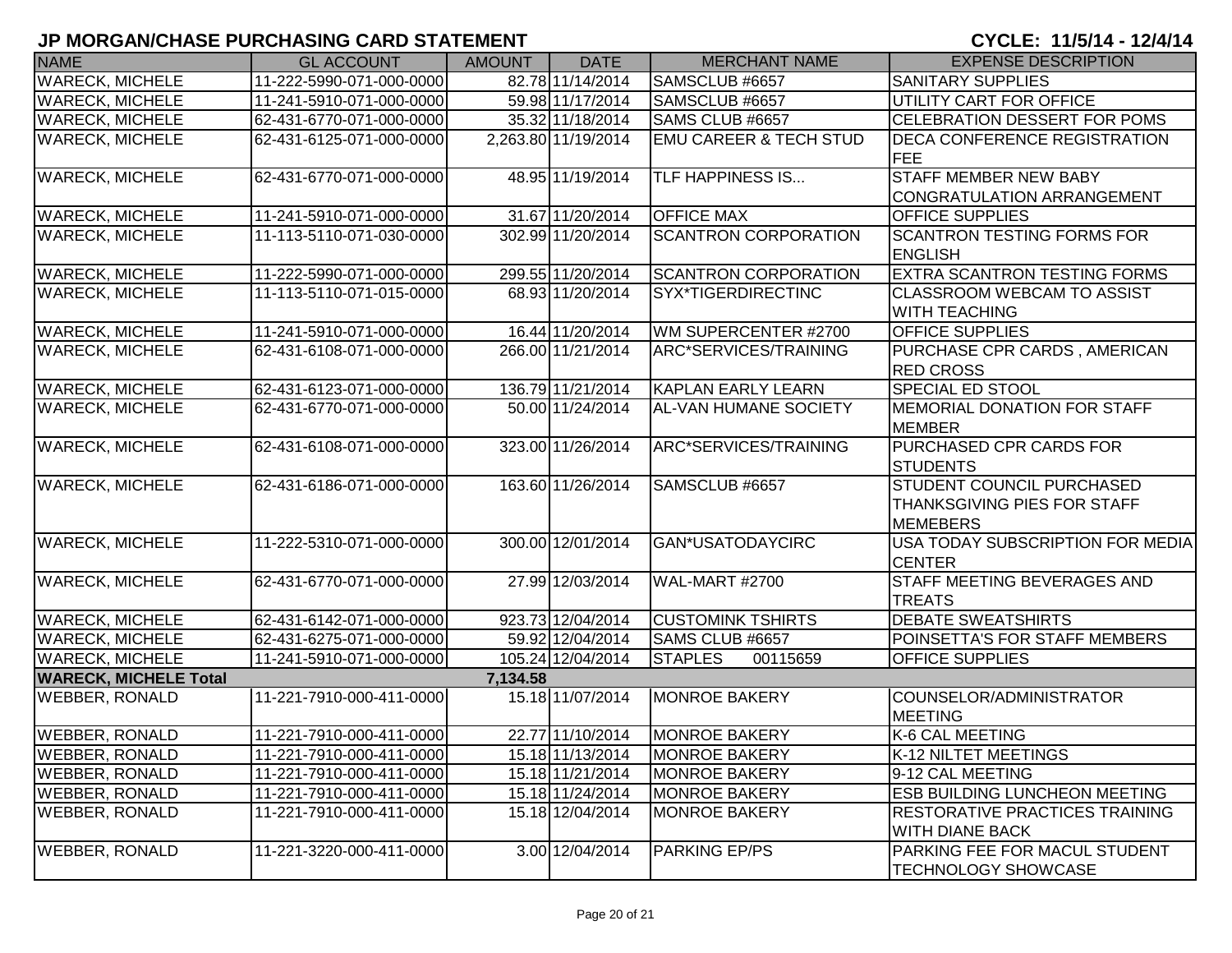## JP MORGAN/CHASE PURCHASING CARD STATEMENT

**CYCLE: 11/5/14 - 12/4/14**

| NAME | GL ACCOUNT | AMOUNT | DATE | MERCHANT NAME | EXPENSE DESCRIPTION |
|---|---|---|---|---|---|
| WARECK, MICHELE | 11-222-5990-071-000-0000 | 82.78 | 11/14/2014 | SAMSCLUB #6657 | SANITARY SUPPLIES |
| WARECK, MICHELE | 11-241-5910-071-000-0000 | 59.98 | 11/17/2014 | SAMSCLUB #6657 | UTILITY CART FOR OFFICE |
| WARECK, MICHELE | 62-431-6770-071-000-0000 | 35.32 | 11/18/2014 | SAMS CLUB #6657 | CELEBRATION DESSERT FOR POMS |
| WARECK, MICHELE | 62-431-6125-071-000-0000 | 2,263.80 | 11/19/2014 | EMU CAREER & TECH STUD | DECA CONFERENCE REGISTRATION FEE |
| WARECK, MICHELE | 62-431-6770-071-000-0000 | 48.95 | 11/19/2014 | TLF HAPPINESS IS... | STAFF MEMBER NEW BABY CONGRATULATION ARRANGEMENT |
| WARECK, MICHELE | 11-241-5910-071-000-0000 | 31.67 | 11/20/2014 | OFFICE MAX | OFFICE SUPPLIES |
| WARECK, MICHELE | 11-113-5110-071-030-0000 | 302.99 | 11/20/2014 | SCANTRON CORPORATION | SCANTRON TESTING FORMS FOR ENGLISH |
| WARECK, MICHELE | 11-222-5990-071-000-0000 | 299.55 | 11/20/2014 | SCANTRON CORPORATION | EXTRA SCANTRON TESTING FORMS |
| WARECK, MICHELE | 11-113-5110-071-015-0000 | 68.93 | 11/20/2014 | SYX*TIGERDIRECTINC | CLASSROOM WEBCAM TO ASSIST WITH TEACHING |
| WARECK, MICHELE | 11-241-5910-071-000-0000 | 16.44 | 11/20/2014 | WM SUPERCENTER #2700 | OFFICE SUPPLIES |
| WARECK, MICHELE | 62-431-6108-071-000-0000 | 266.00 | 11/21/2014 | ARC*SERVICES/TRAINING | PURCHASE CPR CARDS , AMERICAN RED CROSS |
| WARECK, MICHELE | 62-431-6123-071-000-0000 | 136.79 | 11/21/2014 | KAPLAN EARLY LEARN | SPECIAL ED STOOL |
| WARECK, MICHELE | 62-431-6770-071-000-0000 | 50.00 | 11/24/2014 | AL-VAN HUMANE SOCIETY | MEMORIAL DONATION FOR STAFF MEMBER |
| WARECK, MICHELE | 62-431-6108-071-000-0000 | 323.00 | 11/26/2014 | ARC*SERVICES/TRAINING | PURCHASED CPR CARDS FOR STUDENTS |
| WARECK, MICHELE | 62-431-6186-071-000-0000 | 163.60 | 11/26/2014 | SAMSCLUB #6657 | STUDENT COUNCIL PURCHASED THANKSGIVING PIES FOR STAFF MEMEBERS |
| WARECK, MICHELE | 11-222-5310-071-000-0000 | 300.00 | 12/01/2014 | GAN*USATODAYCIRC | USA TODAY SUBSCRIPTION FOR MEDIA CENTER |
| WARECK, MICHELE | 62-431-6770-071-000-0000 | 27.99 | 12/03/2014 | WAL-MART #2700 | STAFF MEETING BEVERAGES AND TREATS |
| WARECK, MICHELE | 62-431-6142-071-000-0000 | 923.73 | 12/04/2014 | CUSTOMINK TSHIRTS | DEBATE SWEATSHIRTS |
| WARECK, MICHELE | 62-431-6275-071-000-0000 | 59.92 | 12/04/2014 | SAMS CLUB #6657 | POINSETTA'S FOR STAFF MEMBERS |
| WARECK, MICHELE | 11-241-5910-071-000-0000 | 105.24 | 12/04/2014 | STAPLES 00115659 | OFFICE SUPPLIES |
| **WARECK, MICHELE Total** | | **7,134.58** | | | |
| WEBBER, RONALD | 11-221-7910-000-411-0000 | 15.18 | 11/07/2014 | MONROE BAKERY | COUNSELOR/ADMINISTRATOR MEETING |
| WEBBER, RONALD | 11-221-7910-000-411-0000 | 22.77 | 11/10/2014 | MONROE BAKERY | K-6 CAL MEETING |
| WEBBER, RONALD | 11-221-7910-000-411-0000 | 15.18 | 11/13/2014 | MONROE BAKERY | K-12 NILTET MEETINGS |
| WEBBER, RONALD | 11-221-7910-000-411-0000 | 15.18 | 11/21/2014 | MONROE BAKERY | 9-12 CAL MEETING |
| WEBBER, RONALD | 11-221-7910-000-411-0000 | 15.18 | 11/24/2014 | MONROE BAKERY | ESB BUILDING LUNCHEON MEETING |
| WEBBER, RONALD | 11-221-7910-000-411-0000 | 15.18 | 12/04/2014 | MONROE BAKERY | RESTORATIVE PRACTICES TRAINING WITH DIANE BACK |
| WEBBER, RONALD | 11-221-3220-000-411-0000 | 3.00 | 12/04/2014 | PARKING EP/PS | PARKING FEE FOR MACUL STUDENT TECHNOLOGY SHOWCASE |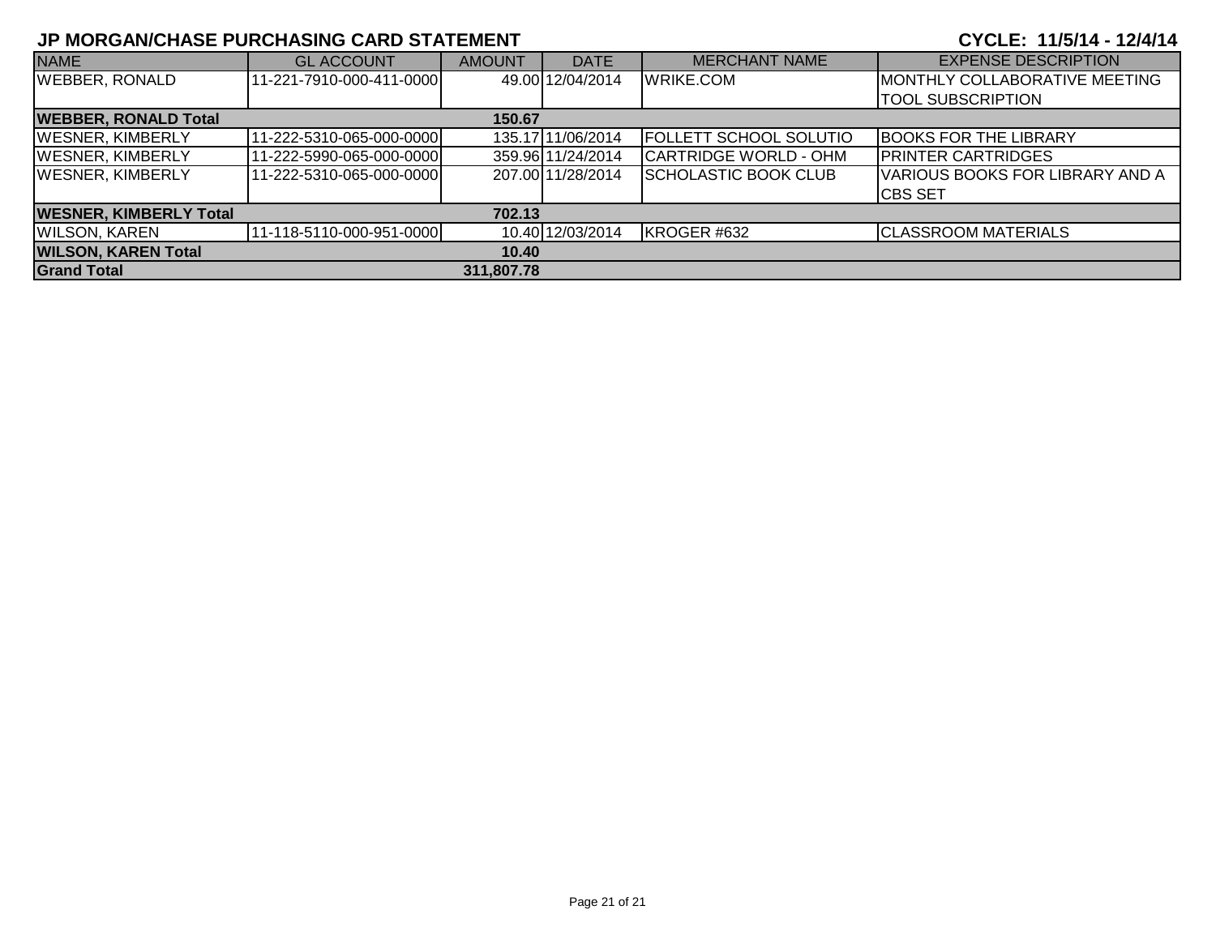## JP MORGAN/CHASE PURCHASING CARD STATEMENT

**CYCLE: 11/5/14 - 12/4/14**

| NAME | GL ACCOUNT | AMOUNT | DATE | MERCHANT NAME | EXPENSE DESCRIPTION |
|---|---|---|---|---|---|
| WEBBER, RONALD | 11-221-7910-000-411-0000 | 49.00 | 12/04/2014 | WRIKE.COM | MONTHLY COLLABORATIVE MEETING TOOL SUBSCRIPTION |
| **WEBBER, RONALD Total** | | **150.67** | | | |
| WESNER, KIMBERLY | 11-222-5310-065-000-0000 | 135.17 | 11/06/2014 | FOLLETT SCHOOL SOLUTIO | BOOKS FOR THE LIBRARY |
| WESNER, KIMBERLY | 11-222-5990-065-000-0000 | 359.96 | 11/24/2014 | CARTRIDGE WORLD - OHM | PRINTER CARTRIDGES |
| WESNER, KIMBERLY | 11-222-5310-065-000-0000 | 207.00 | 11/28/2014 | SCHOLASTIC BOOK CLUB | VARIOUS BOOKS FOR LIBRARY AND A CBS SET |
| **WESNER, KIMBERLY Total** | | **702.13** | | | |
| WILSON, KAREN | 11-118-5110-000-951-0000 | 10.40 | 12/03/2014 | KROGER #632 | CLASSROOM MATERIALS |
| **WILSON, KAREN Total** | | **10.40** | | | |
| **Grand Total** | | **311,807.78** | | | |